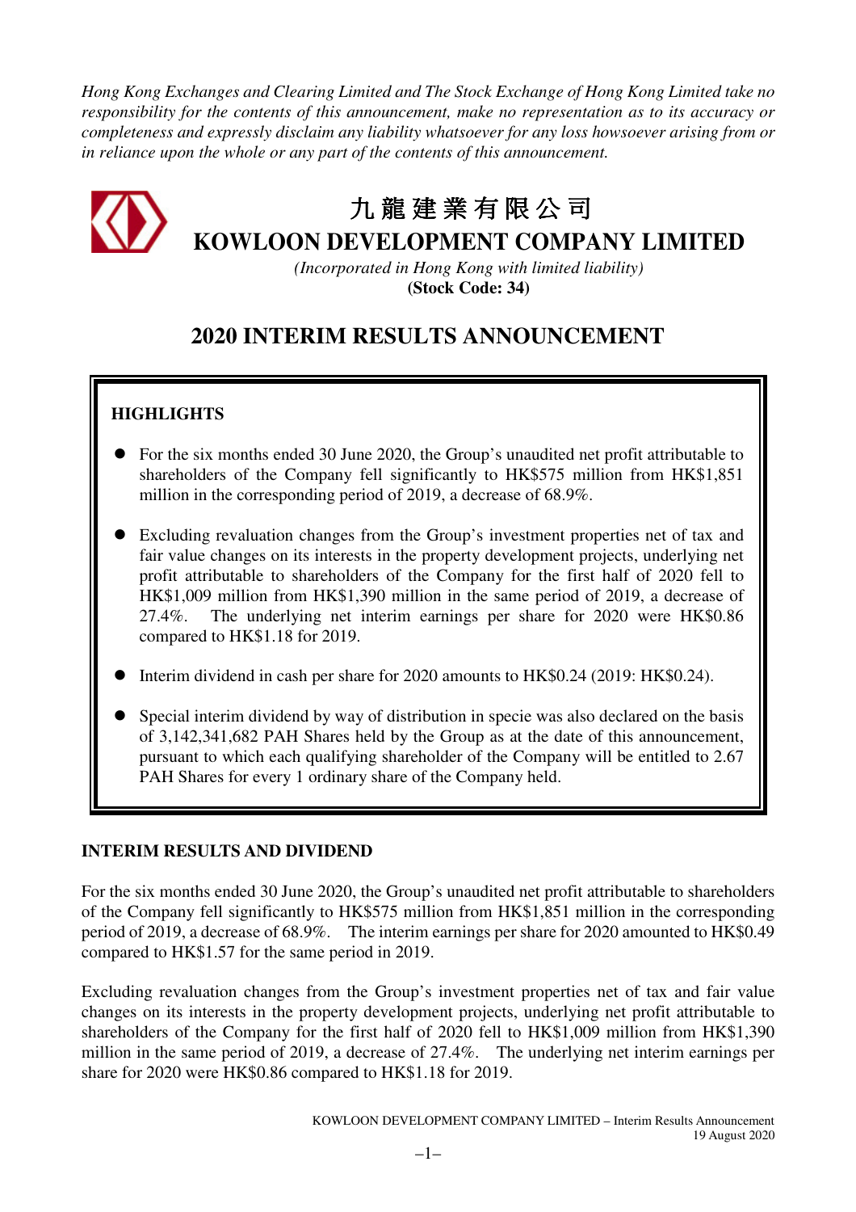*Hong Kong Exchanges and Clearing Limited and The Stock Exchange of Hong Kong Limited take no responsibility for the contents of this announcement, make no representation as to its accuracy or completeness and expressly disclaim any liability whatsoever for any loss howsoever arising from or in reliance upon the whole or any part of the contents of this announcement.*

# 九龍建業有限公司
# KOWLOON DEVELOPMENT COMPANY LIMITED

*(Incorporated in Hong Kong with limited liability)*
**(Stock Code: 34)**

## 2020 INTERIM RESULTS ANNOUNCEMENT

**HIGHLIGHTS**

- For the six months ended 30 June 2020, the Group's unaudited net profit attributable to shareholders of the Company fell significantly to HK$575 million from HK$1,851 million in the corresponding period of 2019, a decrease of 68.9%.
- Excluding revaluation changes from the Group's investment properties net of tax and fair value changes on its interests in the property development projects, underlying net profit attributable to shareholders of the Company for the first half of 2020 fell to HK$1,009 million from HK$1,390 million in the same period of 2019, a decrease of 27.4%. The underlying net interim earnings per share for 2020 were HK$0.86 compared to HK$1.18 for 2019.
- Interim dividend in cash per share for 2020 amounts to HK$0.24 (2019: HK$0.24).
- Special interim dividend by way of distribution in specie was also declared on the basis of 3,142,341,682 PAH Shares held by the Group as at the date of this announcement, pursuant to which each qualifying shareholder of the Company will be entitled to 2.67 PAH Shares for every 1 ordinary share of the Company held.

**INTERIM RESULTS AND DIVIDEND**

For the six months ended 30 June 2020, the Group's unaudited net profit attributable to shareholders of the Company fell significantly to HK$575 million from HK$1,851 million in the corresponding period of 2019, a decrease of 68.9%. The interim earnings per share for 2020 amounted to HK$0.49 compared to HK$1.57 for the same period in 2019.

Excluding revaluation changes from the Group's investment properties net of tax and fair value changes on its interests in the property development projects, underlying net profit attributable to shareholders of the Company for the first half of 2020 fell to HK$1,009 million from HK$1,390 million in the same period of 2019, a decrease of 27.4%. The underlying net interim earnings per share for 2020 were HK$0.86 compared to HK$1.18 for 2019.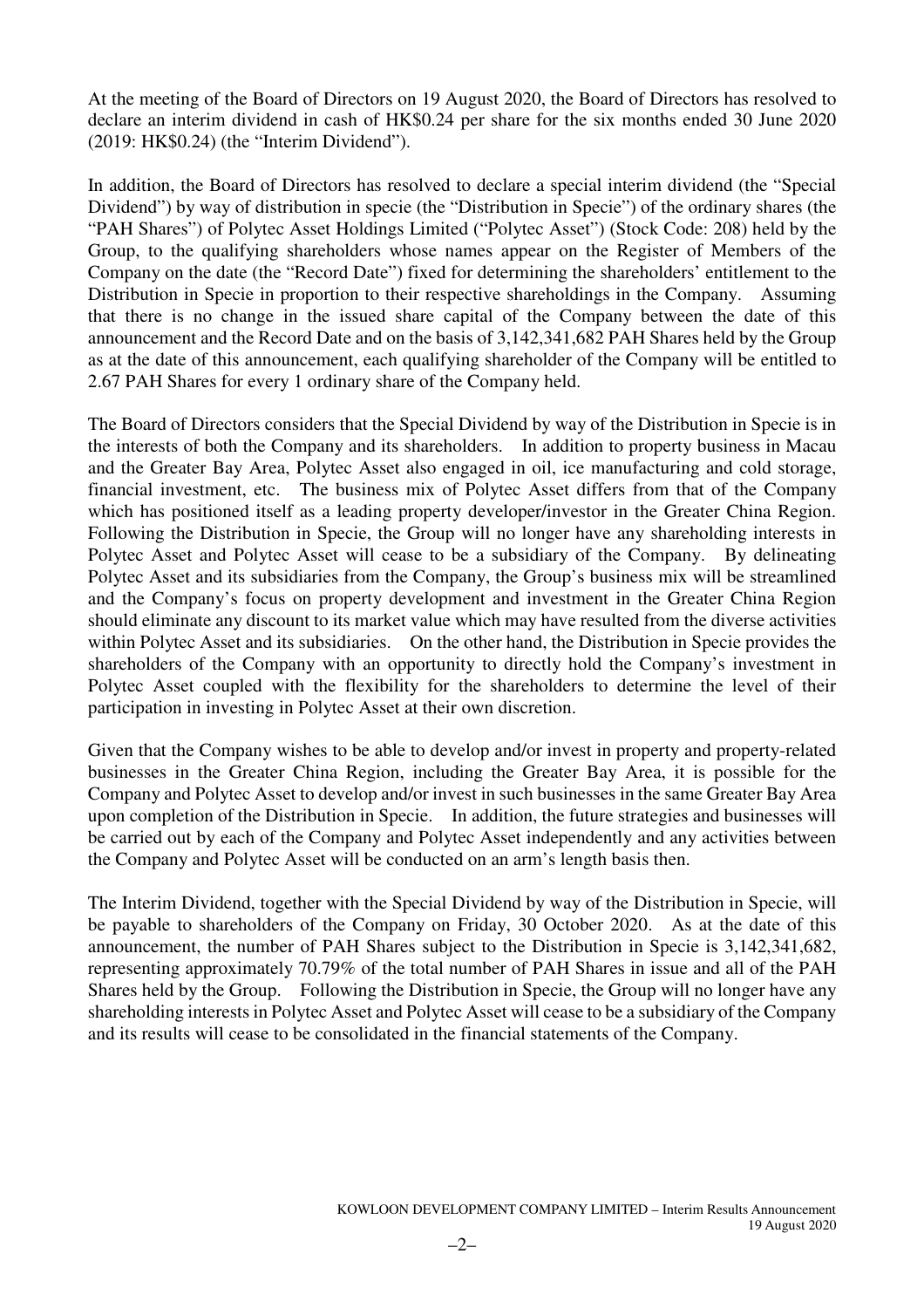At the meeting of the Board of Directors on 19 August 2020, the Board of Directors has resolved to declare an interim dividend in cash of HK$0.24 per share for the six months ended 30 June 2020 (2019: HK$0.24) (the "Interim Dividend").

In addition, the Board of Directors has resolved to declare a special interim dividend (the "Special Dividend") by way of distribution in specie (the "Distribution in Specie") of the ordinary shares (the "PAH Shares") of Polytec Asset Holdings Limited ("Polytec Asset") (Stock Code: 208) held by the Group, to the qualifying shareholders whose names appear on the Register of Members of the Company on the date (the "Record Date") fixed for determining the shareholders' entitlement to the Distribution in Specie in proportion to their respective shareholdings in the Company. Assuming that there is no change in the issued share capital of the Company between the date of this announcement and the Record Date and on the basis of 3,142,341,682 PAH Shares held by the Group as at the date of this announcement, each qualifying shareholder of the Company will be entitled to 2.67 PAH Shares for every 1 ordinary share of the Company held.

The Board of Directors considers that the Special Dividend by way of the Distribution in Specie is in the interests of both the Company and its shareholders. In addition to property business in Macau and the Greater Bay Area, Polytec Asset also engaged in oil, ice manufacturing and cold storage, financial investment, etc. The business mix of Polytec Asset differs from that of the Company which has positioned itself as a leading property developer/investor in the Greater China Region. Following the Distribution in Specie, the Group will no longer have any shareholding interests in Polytec Asset and Polytec Asset will cease to be a subsidiary of the Company. By delineating Polytec Asset and its subsidiaries from the Company, the Group's business mix will be streamlined and the Company's focus on property development and investment in the Greater China Region should eliminate any discount to its market value which may have resulted from the diverse activities within Polytec Asset and its subsidiaries. On the other hand, the Distribution in Specie provides the shareholders of the Company with an opportunity to directly hold the Company's investment in Polytec Asset coupled with the flexibility for the shareholders to determine the level of their participation in investing in Polytec Asset at their own discretion.

Given that the Company wishes to be able to develop and/or invest in property and property-related businesses in the Greater China Region, including the Greater Bay Area, it is possible for the Company and Polytec Asset to develop and/or invest in such businesses in the same Greater Bay Area upon completion of the Distribution in Specie. In addition, the future strategies and businesses will be carried out by each of the Company and Polytec Asset independently and any activities between the Company and Polytec Asset will be conducted on an arm's length basis then.

The Interim Dividend, together with the Special Dividend by way of the Distribution in Specie, will be payable to shareholders of the Company on Friday, 30 October 2020. As at the date of this announcement, the number of PAH Shares subject to the Distribution in Specie is 3,142,341,682, representing approximately 70.79% of the total number of PAH Shares in issue and all of the PAH Shares held by the Group. Following the Distribution in Specie, the Group will no longer have any shareholding interests in Polytec Asset and Polytec Asset will cease to be a subsidiary of the Company and its results will cease to be consolidated in the financial statements of the Company.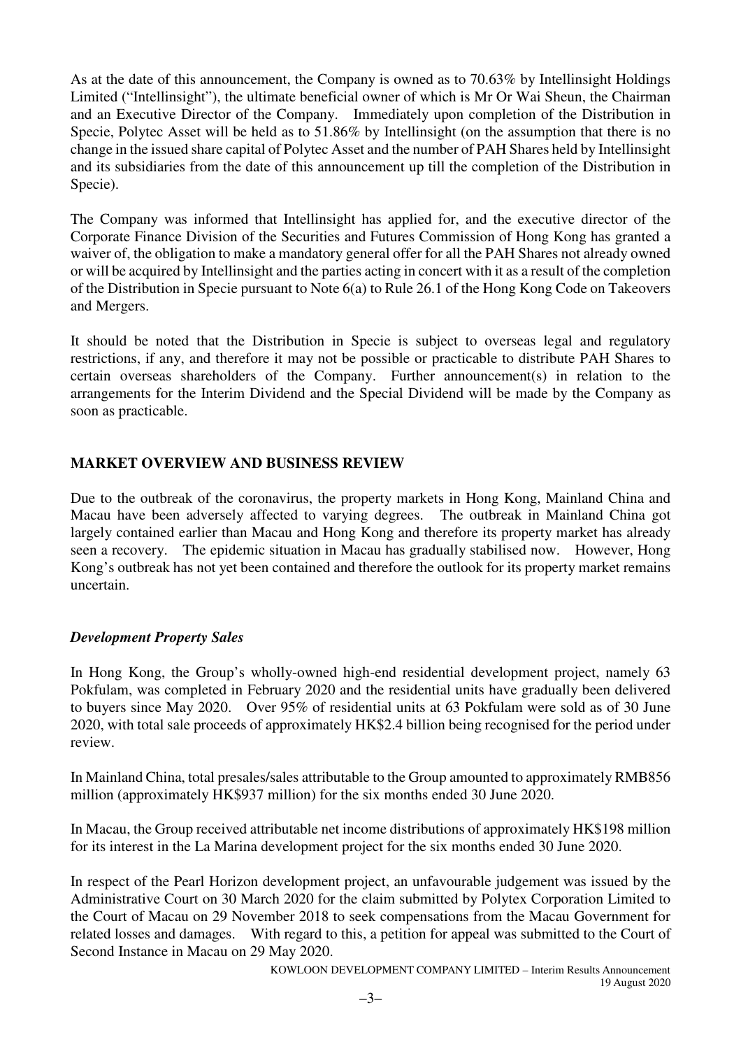As at the date of this announcement, the Company is owned as to 70.63% by Intellinsight Holdings Limited ("Intellinsight"), the ultimate beneficial owner of which is Mr Or Wai Sheun, the Chairman and an Executive Director of the Company. Immediately upon completion of the Distribution in Specie, Polytec Asset will be held as to 51.86% by Intellinsight (on the assumption that there is no change in the issued share capital of Polytec Asset and the number of PAH Shares held by Intellinsight and its subsidiaries from the date of this announcement up till the completion of the Distribution in Specie).

The Company was informed that Intellinsight has applied for, and the executive director of the Corporate Finance Division of the Securities and Futures Commission of Hong Kong has granted a waiver of, the obligation to make a mandatory general offer for all the PAH Shares not already owned or will be acquired by Intellinsight and the parties acting in concert with it as a result of the completion of the Distribution in Specie pursuant to Note 6(a) to Rule 26.1 of the Hong Kong Code on Takeovers and Mergers.

It should be noted that the Distribution in Specie is subject to overseas legal and regulatory restrictions, if any, and therefore it may not be possible or practicable to distribute PAH Shares to certain overseas shareholders of the Company. Further announcement(s) in relation to the arrangements for the Interim Dividend and the Special Dividend will be made by the Company as soon as practicable.

## MARKET OVERVIEW AND BUSINESS REVIEW

Due to the outbreak of the coronavirus, the property markets in Hong Kong, Mainland China and Macau have been adversely affected to varying degrees. The outbreak in Mainland China got largely contained earlier than Macau and Hong Kong and therefore its property market has already seen a recovery. The epidemic situation in Macau has gradually stabilised now. However, Hong Kong's outbreak has not yet been contained and therefore the outlook for its property market remains uncertain.

### *Development Property Sales*

In Hong Kong, the Group's wholly-owned high-end residential development project, namely 63 Pokfulam, was completed in February 2020 and the residential units have gradually been delivered to buyers since May 2020. Over 95% of residential units at 63 Pokfulam were sold as of 30 June 2020, with total sale proceeds of approximately HK$2.4 billion being recognised for the period under review.

In Mainland China, total presales/sales attributable to the Group amounted to approximately RMB856 million (approximately HK$937 million) for the six months ended 30 June 2020.

In Macau, the Group received attributable net income distributions of approximately HK$198 million for its interest in the La Marina development project for the six months ended 30 June 2020.

In respect of the Pearl Horizon development project, an unfavourable judgement was issued by the Administrative Court on 30 March 2020 for the claim submitted by Polytex Corporation Limited to the Court of Macau on 29 November 2018 to seek compensations from the Macau Government for related losses and damages. With regard to this, a petition for appeal was submitted to the Court of Second Instance in Macau on 29 May 2020.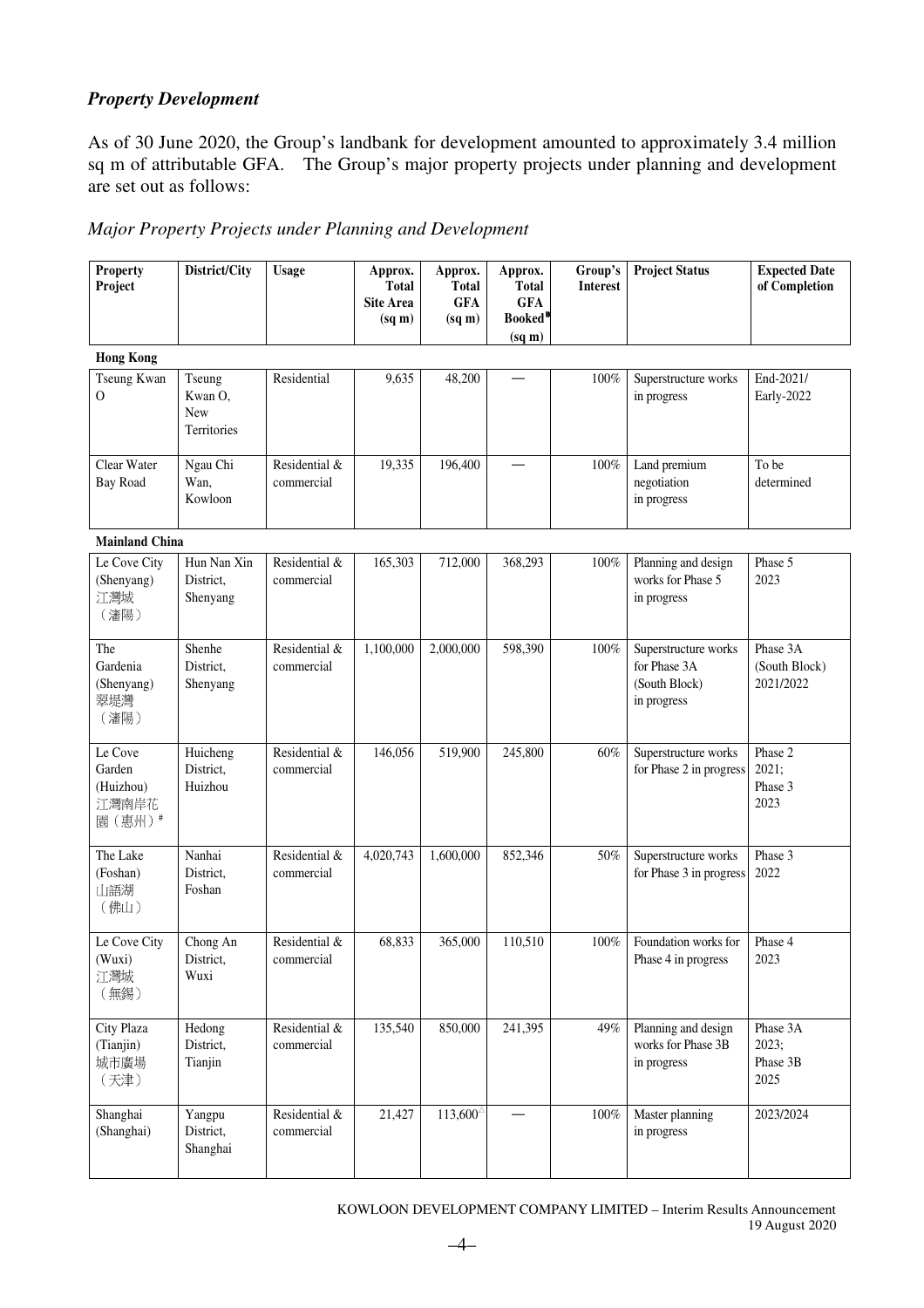### *Property Development*

As of 30 June 2020, the Group's landbank for development amounted to approximately 3.4 million sq m of attributable GFA. The Group's major property projects under planning and development are set out as follows:

*Major Property Projects under Planning and Development*

| Property Project | District/City | Usage | Approx. Total Site Area (sq m) | Approx. Total GFA (sq m) | Approx. Total GFA Booked* (sq m) | Group's Interest | Project Status | Expected Date of Completion |
|---|---|---|---|---|---|---|---|---|
| **Hong Kong** | | | | | | | | |
| Tseung Kwan O | Tseung Kwan O, New Territories | Residential | 9,635 | 48,200 | — | 100% | Superstructure works in progress | End-2021/ Early-2022 |
| Clear Water Bay Road | Ngau Chi Wan, Kowloon | Residential & commercial | 19,335 | 196,400 | — | 100% | Land premium negotiation in progress | To be determined |
| **Mainland China** | | | | | | | | |
| Le Cove City (Shenyang) 江灣城（瀋陽） | Hun Nan Xin District, Shenyang | Residential & commercial | 165,303 | 712,000 | 368,293 | 100% | Planning and design works for Phase 5 in progress | Phase 5 2023 |
| The Gardenia (Shenyang) 翠堤灣（瀋陽） | Shenhe District, Shenyang | Residential & commercial | 1,100,000 | 2,000,000 | 598,390 | 100% | Superstructure works for Phase 3A (South Block) in progress | Phase 3A (South Block) 2021/2022 |
| Le Cove Garden (Huizhou) 江灣南岸花園（惠州）# | Huicheng District, Huizhou | Residential & commercial | 146,056 | 519,900 | 245,800 | 60% | Superstructure works for Phase 2 in progress | Phase 2 2021; Phase 3 2023 |
| The Lake (Foshan) 山語湖（佛山） | Nanhai District, Foshan | Residential & commercial | 4,020,743 | 1,600,000 | 852,346 | 50% | Superstructure works for Phase 3 in progress | Phase 3 2022 |
| Le Cove City (Wuxi) 江灣城（無錫） | Chong An District, Wuxi | Residential & commercial | 68,833 | 365,000 | 110,510 | 100% | Foundation works for Phase 4 in progress | Phase 4 2023 |
| City Plaza (Tianjin) 城市廣場（天津） | Hedong District, Tianjin | Residential & commercial | 135,540 | 850,000 | 241,395 | 49% | Planning and design works for Phase 3B in progress | Phase 3A 2023; Phase 3B 2025 |
| Shanghai (Shanghai) | Yangpu District, Shanghai | Residential & commercial | 21,427 | 113,600△ | — | 100% | Master planning in progress | 2023/2024 |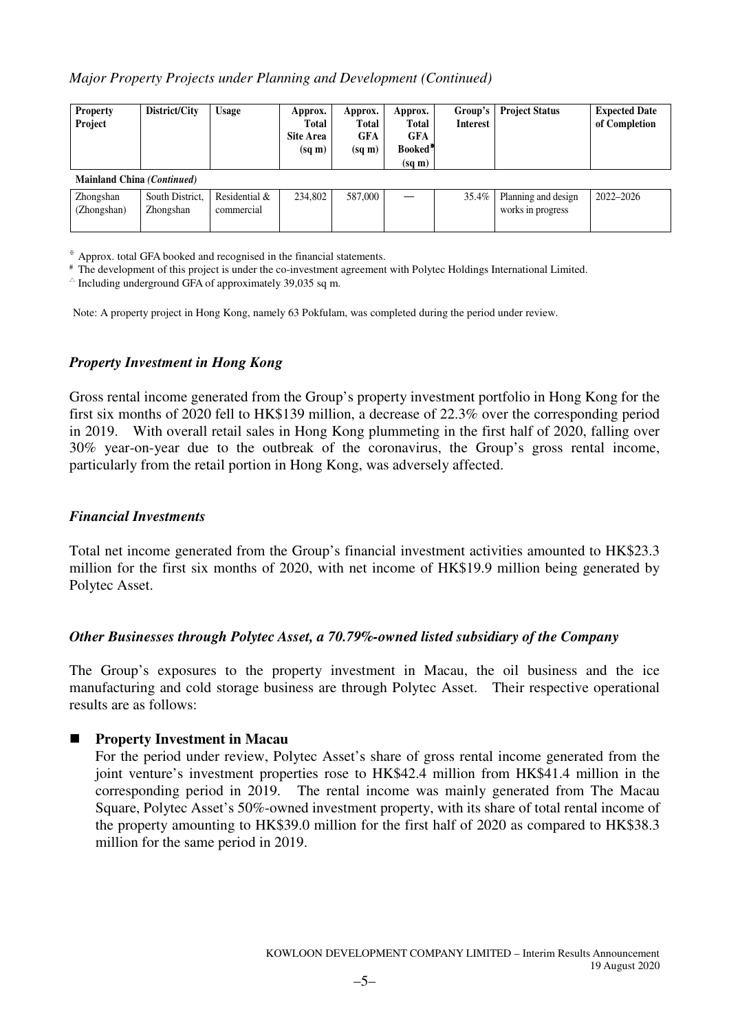*Major Property Projects under Planning and Development (Continued)*

| Property Project | District/City | Usage | Approx. Total Site Area (sq m) | Approx. Total GFA (sq m) | Approx. Total GFA Booked[*] (sq m) | Group's Interest | Project Status | Expected Date of Completion |
|---|---|---|---|---|---|---|---|---|
| **Mainland China** *(Continued)* | | | | | | | | |
| Zhongshan (Zhongshan) | South District, Zhongshan | Residential & commercial | 234,802 | 587,000 | — | 35.4% | Planning and design works in progress | 2022–2026 |

[*] Approx. total GFA booked and recognised in the financial statements.

[#] The development of this project is under the co-investment agreement with Polytec Holdings International Limited.

[△] Including underground GFA of approximately 39,035 sq m.

Note: A property project in Hong Kong, namely 63 Pokfulam, was completed during the period under review.

### *Property Investment in Hong Kong*

Gross rental income generated from the Group's property investment portfolio in Hong Kong for the first six months of 2020 fell to HK$139 million, a decrease of 22.3% over the corresponding period in 2019. With overall retail sales in Hong Kong plummeting in the first half of 2020, falling over 30% year-on-year due to the outbreak of the coronavirus, the Group's gross rental income, particularly from the retail portion in Hong Kong, was adversely affected.

### *Financial Investments*

Total net income generated from the Group's financial investment activities amounted to HK$23.3 million for the first six months of 2020, with net income of HK$19.9 million being generated by Polytec Asset.

### *Other Businesses through Polytec Asset, a 70.79%-owned listed subsidiary of the Company*

The Group's exposures to the property investment in Macau, the oil business and the ice manufacturing and cold storage business are through Polytec Asset. Their respective operational results are as follows:

- **Property Investment in Macau**

  For the period under review, Polytec Asset's share of gross rental income generated from the joint venture's investment properties rose to HK$42.4 million from HK$41.4 million in the corresponding period in 2019. The rental income was mainly generated from The Macau Square, Polytec Asset's 50%-owned investment property, with its share of total rental income of the property amounting to HK$39.0 million for the first half of 2020 as compared to HK$38.3 million for the same period in 2019.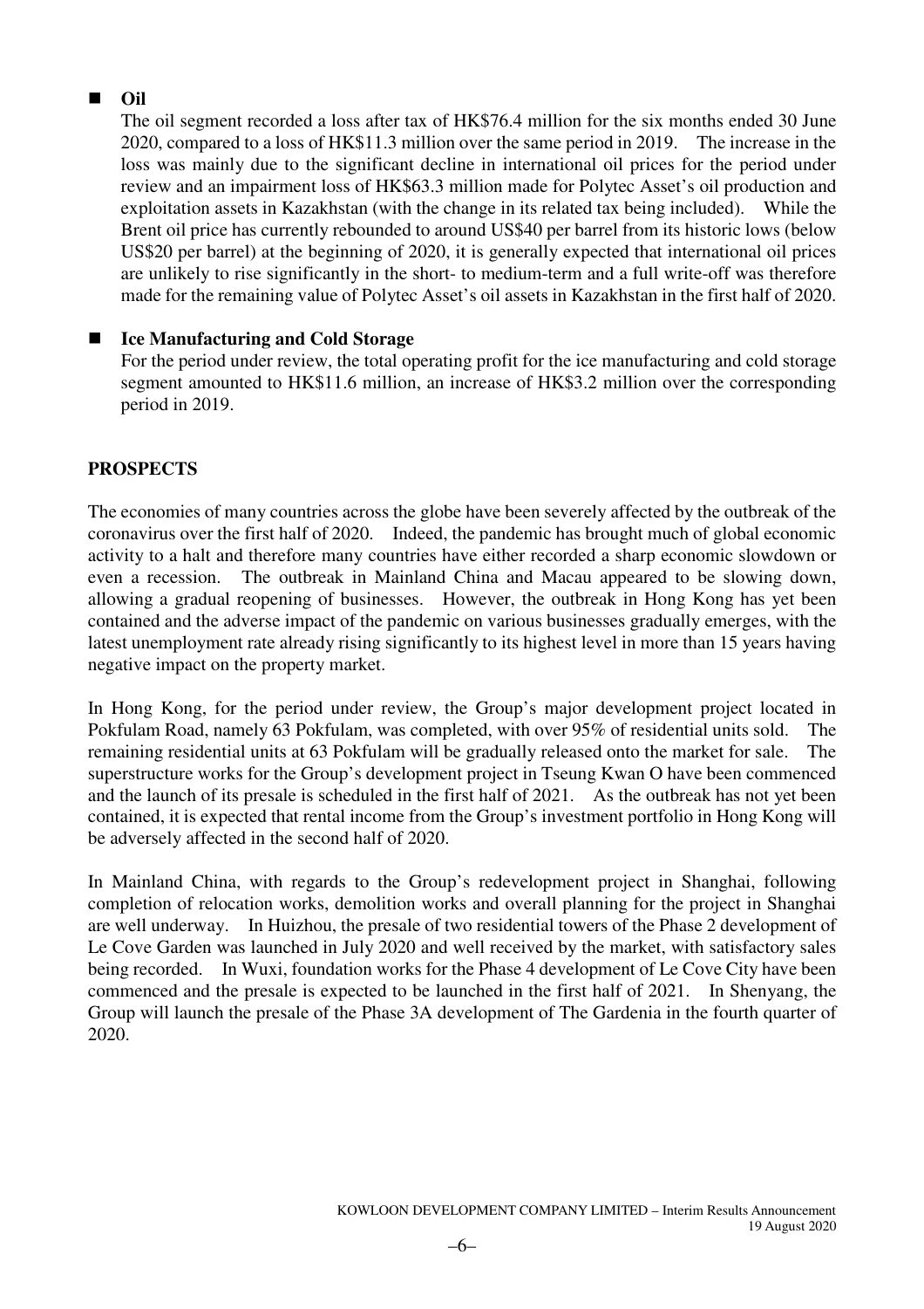- **Oil**

  The oil segment recorded a loss after tax of HK$76.4 million for the six months ended 30 June 2020, compared to a loss of HK$11.3 million over the same period in 2019. The increase in the loss was mainly due to the significant decline in international oil prices for the period under review and an impairment loss of HK$63.3 million made for Polytec Asset's oil production and exploitation assets in Kazakhstan (with the change in its related tax being included). While the Brent oil price has currently rebounded to around US$40 per barrel from its historic lows (below US$20 per barrel) at the beginning of 2020, it is generally expected that international oil prices are unlikely to rise significantly in the short- to medium-term and a full write-off was therefore made for the remaining value of Polytec Asset's oil assets in Kazakhstan in the first half of 2020.

- **Ice Manufacturing and Cold Storage**

  For the period under review, the total operating profit for the ice manufacturing and cold storage segment amounted to HK$11.6 million, an increase of HK$3.2 million over the corresponding period in 2019.

## PROSPECTS

The economies of many countries across the globe have been severely affected by the outbreak of the coronavirus over the first half of 2020. Indeed, the pandemic has brought much of global economic activity to a halt and therefore many countries have either recorded a sharp economic slowdown or even a recession. The outbreak in Mainland China and Macau appeared to be slowing down, allowing a gradual reopening of businesses. However, the outbreak in Hong Kong has yet been contained and the adverse impact of the pandemic on various businesses gradually emerges, with the latest unemployment rate already rising significantly to its highest level in more than 15 years having negative impact on the property market.

In Hong Kong, for the period under review, the Group's major development project located in Pokfulam Road, namely 63 Pokfulam, was completed, with over 95% of residential units sold. The remaining residential units at 63 Pokfulam will be gradually released onto the market for sale. The superstructure works for the Group's development project in Tseung Kwan O have been commenced and the launch of its presale is scheduled in the first half of 2021. As the outbreak has not yet been contained, it is expected that rental income from the Group's investment portfolio in Hong Kong will be adversely affected in the second half of 2020.

In Mainland China, with regards to the Group's redevelopment project in Shanghai, following completion of relocation works, demolition works and overall planning for the project in Shanghai are well underway. In Huizhou, the presale of two residential towers of the Phase 2 development of Le Cove Garden was launched in July 2020 and well received by the market, with satisfactory sales being recorded. In Wuxi, foundation works for the Phase 4 development of Le Cove City have been commenced and the presale is expected to be launched in the first half of 2021. In Shenyang, the Group will launch the presale of the Phase 3A development of The Gardenia in the fourth quarter of 2020.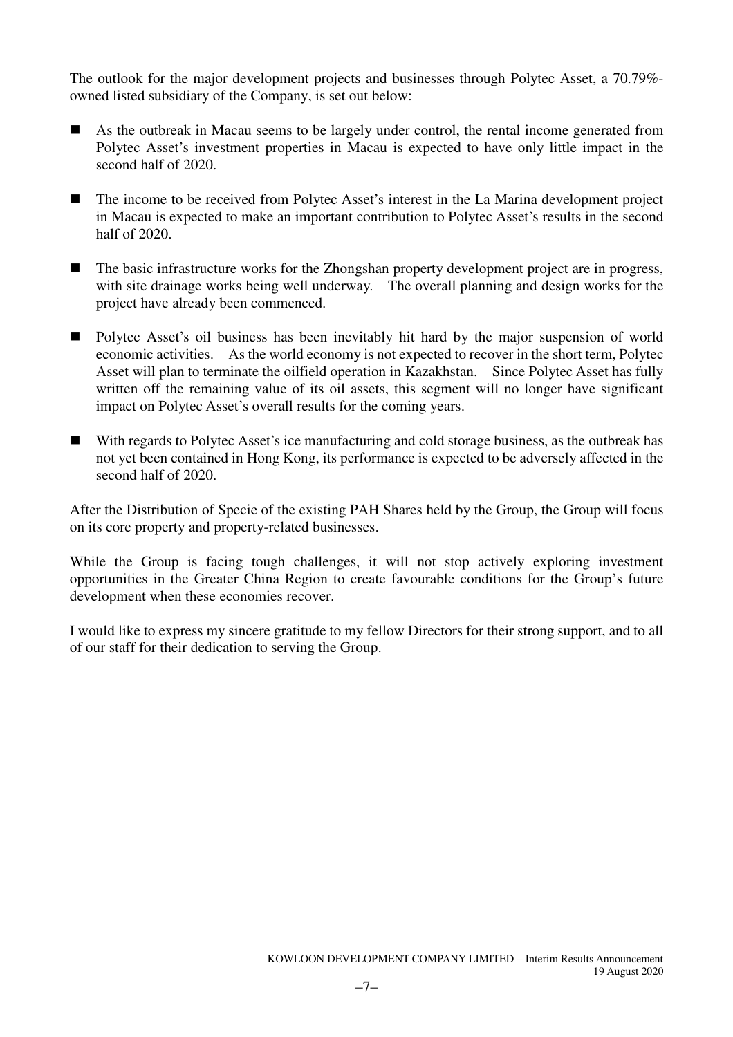The outlook for the major development projects and businesses through Polytec Asset, a 70.79%-owned listed subsidiary of the Company, is set out below:

- As the outbreak in Macau seems to be largely under control, the rental income generated from Polytec Asset's investment properties in Macau is expected to have only little impact in the second half of 2020.
- The income to be received from Polytec Asset's interest in the La Marina development project in Macau is expected to make an important contribution to Polytec Asset's results in the second half of 2020.
- The basic infrastructure works for the Zhongshan property development project are in progress, with site drainage works being well underway. The overall planning and design works for the project have already been commenced.
- Polytec Asset's oil business has been inevitably hit hard by the major suspension of world economic activities. As the world economy is not expected to recover in the short term, Polytec Asset will plan to terminate the oilfield operation in Kazakhstan. Since Polytec Asset has fully written off the remaining value of its oil assets, this segment will no longer have significant impact on Polytec Asset's overall results for the coming years.
- With regards to Polytec Asset's ice manufacturing and cold storage business, as the outbreak has not yet been contained in Hong Kong, its performance is expected to be adversely affected in the second half of 2020.

After the Distribution of Specie of the existing PAH Shares held by the Group, the Group will focus on its core property and property-related businesses.

While the Group is facing tough challenges, it will not stop actively exploring investment opportunities in the Greater China Region to create favourable conditions for the Group's future development when these economies recover.

I would like to express my sincere gratitude to my fellow Directors for their strong support, and to all of our staff for their dedication to serving the Group.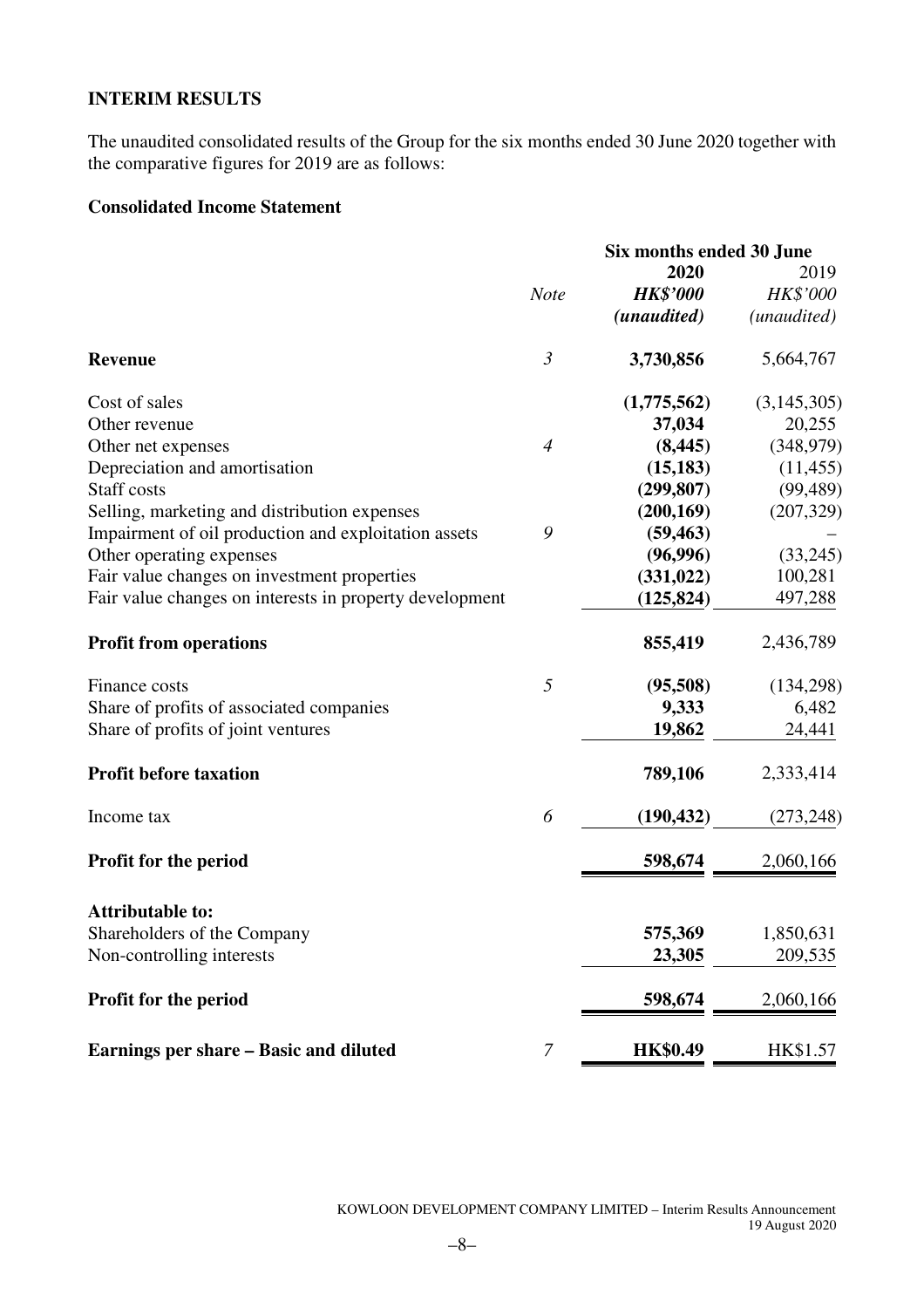## INTERIM RESULTS

The unaudited consolidated results of the Group for the six months ended 30 June 2020 together with the comparative figures for 2019 are as follows:

### Consolidated Income Statement

| | | Six months ended 30 June | |
|---|---|---|---|
| | *Note* | **2020** | 2019 |
| | | ***HK$'000*** | *HK$'000* |
| | | ***(unaudited)*** | *(unaudited)* |
| **Revenue** | *3* | **3,730,856** | 5,664,767 |
| Cost of sales | | **(1,775,562)** | (3,145,305) |
| Other revenue | | **37,034** | 20,255 |
| Other net expenses | *4* | **(8,445)** | (348,979) |
| Depreciation and amortisation | | **(15,183)** | (11,455) |
| Staff costs | | **(299,807)** | (99,489) |
| Selling, marketing and distribution expenses | | **(200,169)** | (207,329) |
| Impairment of oil production and exploitation assets | *9* | **(59,463)** | – |
| Other operating expenses | | **(96,996)** | (33,245) |
| Fair value changes on investment properties | | **(331,022)** | 100,281 |
| Fair value changes on interests in property development | | **(125,824)** | 497,288 |
| **Profit from operations** | | **855,419** | 2,436,789 |
| Finance costs | *5* | **(95,508)** | (134,298) |
| Share of profits of associated companies | | **9,333** | 6,482 |
| Share of profits of joint ventures | | **19,862** | 24,441 |
| **Profit before taxation** | | **789,106** | 2,333,414 |
| Income tax | *6* | **(190,432)** | (273,248) |
| **Profit for the period** | | **598,674** | 2,060,166 |
| **Attributable to:** | | | |
| Shareholders of the Company | | **575,369** | 1,850,631 |
| Non-controlling interests | | **23,305** | 209,535 |
| **Profit for the period** | | **598,674** | 2,060,166 |
| **Earnings per share – Basic and diluted** | *7* | **HK$0.49** | HK$1.57 |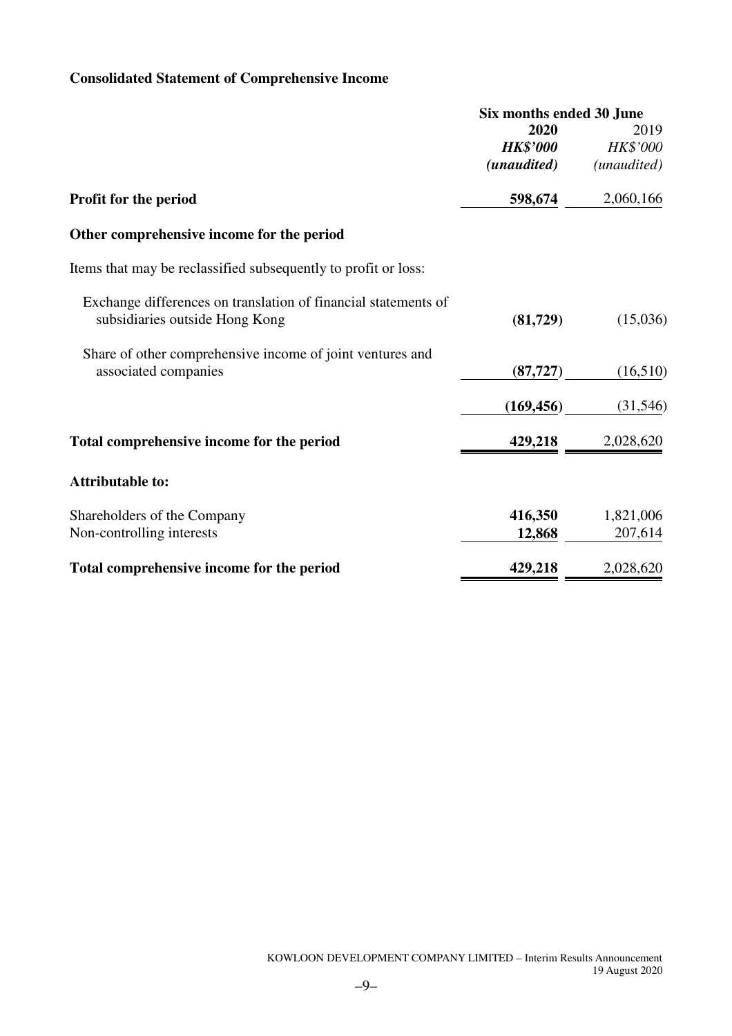## Consolidated Statement of Comprehensive Income

| | Six months ended 30 June | |
|---|---|---|
| | **2020** | 2019 |
| | ***HK$'000*** | *HK$'000* |
| | ***(unaudited)*** | *(unaudited)* |
| **Profit for the period** | **598,674** | 2,060,166 |
| **Other comprehensive income for the period** | | |
| Items that may be reclassified subsequently to profit or loss: | | |
| Exchange differences on translation of financial statements of subsidiaries outside Hong Kong | **(81,729)** | (15,036) |
| Share of other comprehensive income of joint ventures and associated companies | **(87,727)** | (16,510) |
| | **(169,456)** | (31,546) |
| **Total comprehensive income for the period** | **429,218** | 2,028,620 |
| **Attributable to:** | | |
| Shareholders of the Company | **416,350** | 1,821,006 |
| Non-controlling interests | **12,868** | 207,614 |
| **Total comprehensive income for the period** | **429,218** | 2,028,620 |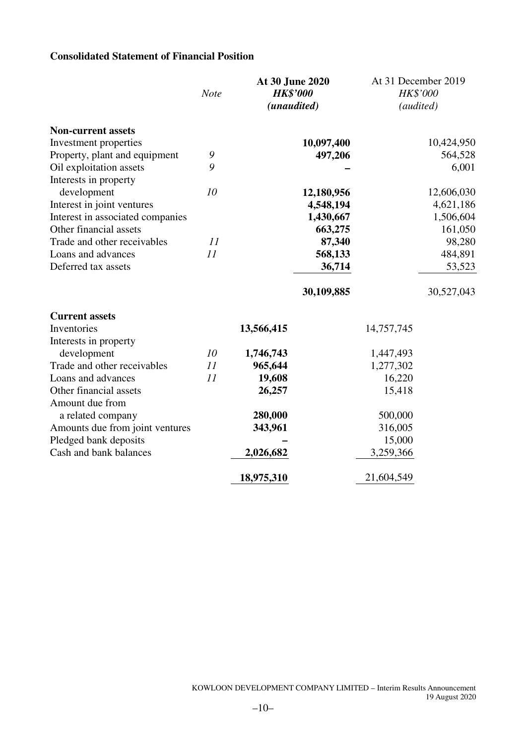**Consolidated Statement of Financial Position**

| | *Note* | **At 30 June 2020** *HK$'000* *(unaudited)* | | At 31 December 2019 *HK$'000* *(audited)* | |
|---|---|---|---|---|---|
| **Non-current assets** | | | | | |
| Investment properties | | | **10,097,400** | | 10,424,950 |
| Property, plant and equipment | *9* | | **497,206** | | 564,528 |
| Oil exploitation assets | *9* | | **–** | | 6,001 |
| Interests in property development | *10* | | **12,180,956** | | 12,606,030 |
| Interest in joint ventures | | | **4,548,194** | | 4,621,186 |
| Interest in associated companies | | | **1,430,667** | | 1,506,604 |
| Other financial assets | | | **663,275** | | 161,050 |
| Trade and other receivables | *11* | | **87,340** | | 98,280 |
| Loans and advances | *11* | | **568,133** | | 484,891 |
| Deferred tax assets | | | **36,714** | | 53,523 |
| | | | **30,109,885** | | 30,527,043 |
| **Current assets** | | | | | |
| Inventories | | **13,566,415** | | 14,757,745 | |
| Interests in property development | *10* | **1,746,743** | | 1,447,493 | |
| Trade and other receivables | *11* | **965,644** | | 1,277,302 | |
| Loans and advances | *11* | **19,608** | | 16,220 | |
| Other financial assets | | **26,257** | | 15,418 | |
| Amount due from a related company | | **280,000** | | 500,000 | |
| Amounts due from joint ventures | | **343,961** | | 316,005 | |
| Pledged bank deposits | | **–** | | 15,000 | |
| Cash and bank balances | | **2,026,682** | | 3,259,366 | |
| | | **18,975,310** | | 21,604,549 | |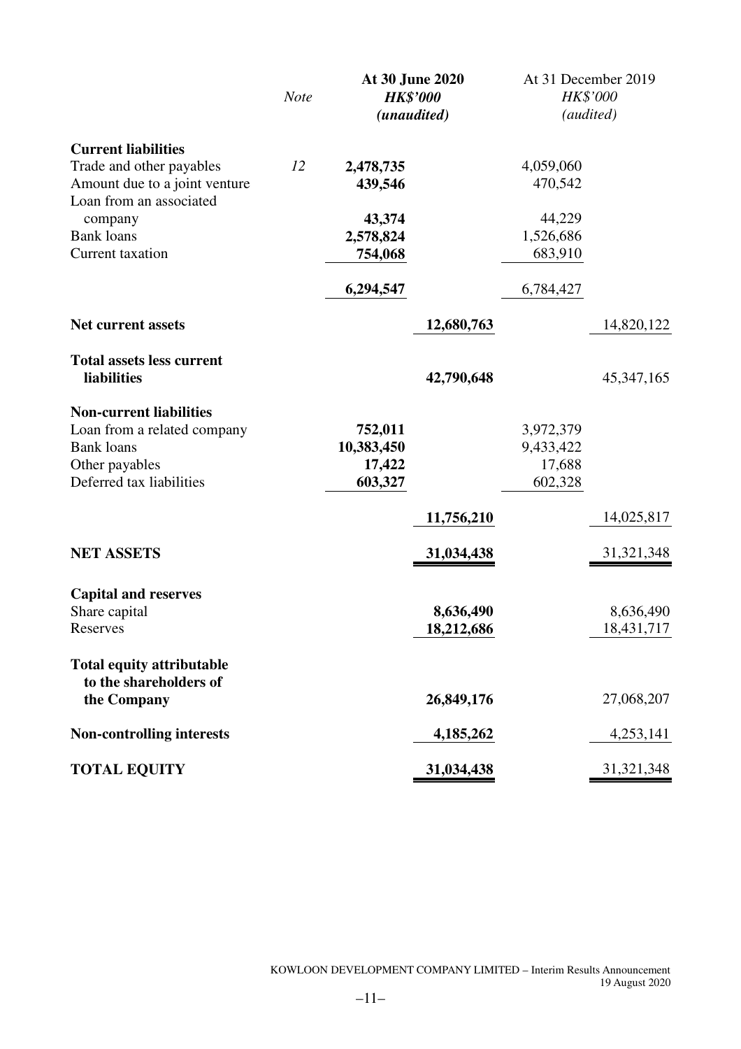| | Note | At 30 June 2020<br>HK$'000<br>(unaudited) | | At 31 December 2019<br>HK$'000<br>(audited) | |
|---|---|---|---|---|---|
| **Current liabilities** | | | | | |
| Trade and other payables | 12 | **2,478,735** | | 4,059,060 | |
| Amount due to a joint venture | | **439,546** | | 470,542 | |
| Loan from an associated company | | **43,374** | | 44,229 | |
| Bank loans | | **2,578,824** | | 1,526,686 | |
| Current taxation | | **754,068** | | 683,910 | |
| | | **6,294,547** | | 6,784,427 | |
| **Net current assets** | | | **12,680,763** | | 14,820,122 |
| **Total assets less current liabilities** | | | **42,790,648** | | 45,347,165 |
| **Non-current liabilities** | | | | | |
| Loan from a related company | | **752,011** | | 3,972,379 | |
| Bank loans | | **10,383,450** | | 9,433,422 | |
| Other payables | | **17,422** | | 17,688 | |
| Deferred tax liabilities | | **603,327** | | 602,328 | |
| | | | **11,756,210** | | 14,025,817 |
| **NET ASSETS** | | | **31,034,438** | | 31,321,348 |
| **Capital and reserves** | | | | | |
| Share capital | | | **8,636,490** | | 8,636,490 |
| Reserves | | | **18,212,686** | | 18,431,717 |
| **Total equity attributable to the shareholders of the Company** | | | **26,849,176** | | 27,068,207 |
| **Non-controlling interests** | | | **4,185,262** | | 4,253,141 |
| **TOTAL EQUITY** | | | **31,034,438** | | 31,321,348 |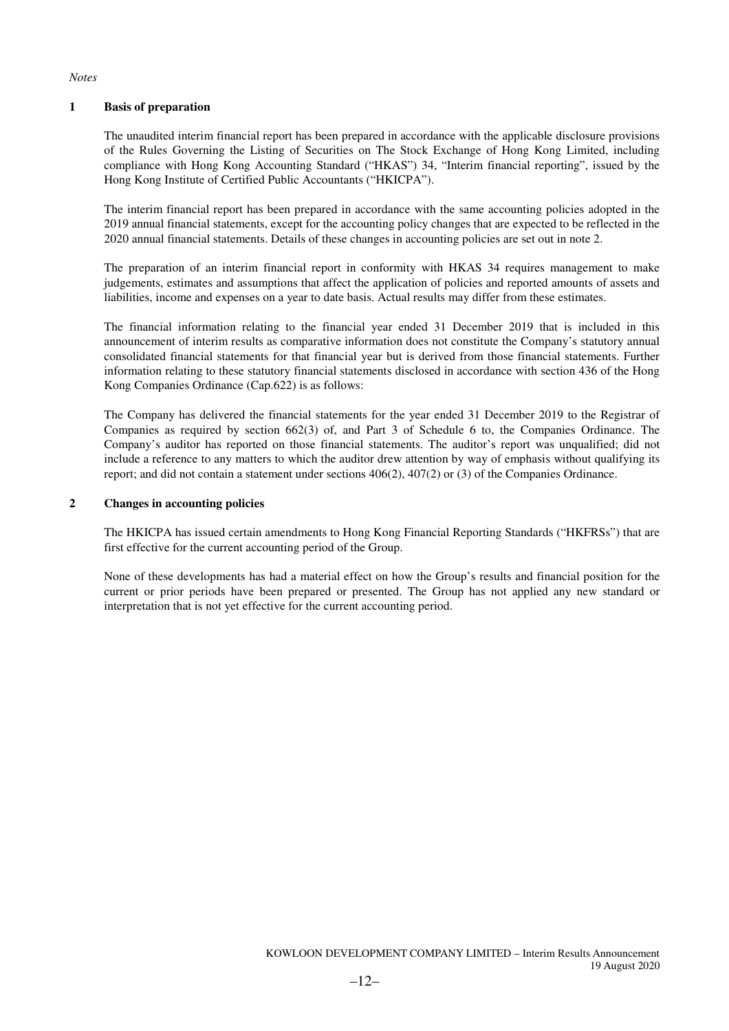*Notes*

## 1 Basis of preparation

The unaudited interim financial report has been prepared in accordance with the applicable disclosure provisions of the Rules Governing the Listing of Securities on The Stock Exchange of Hong Kong Limited, including compliance with Hong Kong Accounting Standard ("HKAS") 34, "Interim financial reporting", issued by the Hong Kong Institute of Certified Public Accountants ("HKICPA").

The interim financial report has been prepared in accordance with the same accounting policies adopted in the 2019 annual financial statements, except for the accounting policy changes that are expected to be reflected in the 2020 annual financial statements. Details of these changes in accounting policies are set out in note 2.

The preparation of an interim financial report in conformity with HKAS 34 requires management to make judgements, estimates and assumptions that affect the application of policies and reported amounts of assets and liabilities, income and expenses on a year to date basis. Actual results may differ from these estimates.

The financial information relating to the financial year ended 31 December 2019 that is included in this announcement of interim results as comparative information does not constitute the Company's statutory annual consolidated financial statements for that financial year but is derived from those financial statements. Further information relating to these statutory financial statements disclosed in accordance with section 436 of the Hong Kong Companies Ordinance (Cap.622) is as follows:

The Company has delivered the financial statements for the year ended 31 December 2019 to the Registrar of Companies as required by section 662(3) of, and Part 3 of Schedule 6 to, the Companies Ordinance. The Company's auditor has reported on those financial statements. The auditor's report was unqualified; did not include a reference to any matters to which the auditor drew attention by way of emphasis without qualifying its report; and did not contain a statement under sections 406(2), 407(2) or (3) of the Companies Ordinance.

## 2 Changes in accounting policies

The HKICPA has issued certain amendments to Hong Kong Financial Reporting Standards ("HKFRSs") that are first effective for the current accounting period of the Group.

None of these developments has had a material effect on how the Group's results and financial position for the current or prior periods have been prepared or presented. The Group has not applied any new standard or interpretation that is not yet effective for the current accounting period.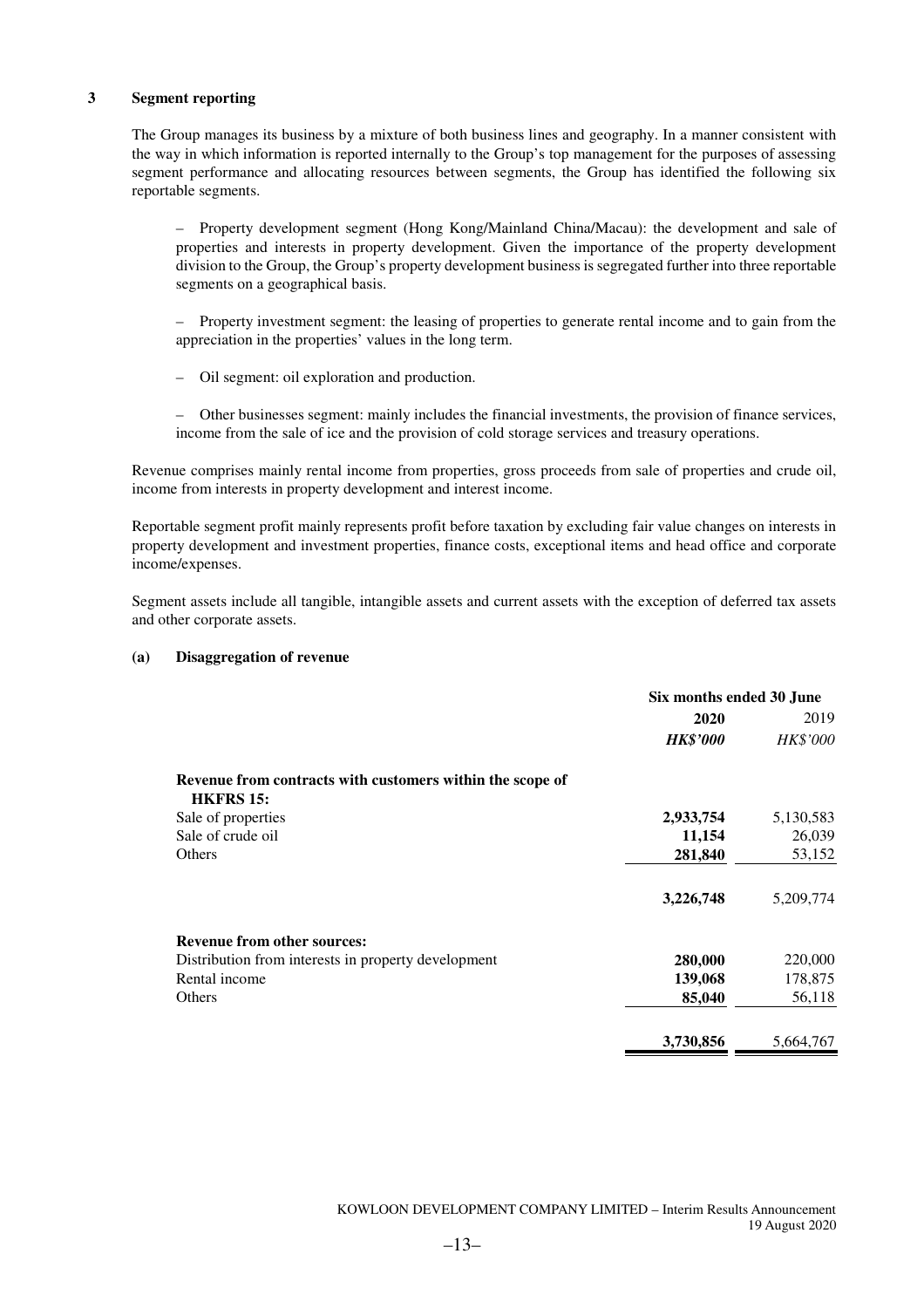## 3 Segment reporting

The Group manages its business by a mixture of both business lines and geography. In a manner consistent with the way in which information is reported internally to the Group's top management for the purposes of assessing segment performance and allocating resources between segments, the Group has identified the following six reportable segments.

– Property development segment (Hong Kong/Mainland China/Macau): the development and sale of properties and interests in property development. Given the importance of the property development division to the Group, the Group's property development business is segregated further into three reportable segments on a geographical basis.

– Property investment segment: the leasing of properties to generate rental income and to gain from the appreciation in the properties' values in the long term.

– Oil segment: oil exploration and production.

– Other businesses segment: mainly includes the financial investments, the provision of finance services, income from the sale of ice and the provision of cold storage services and treasury operations.

Revenue comprises mainly rental income from properties, gross proceeds from sale of properties and crude oil, income from interests in property development and interest income.

Reportable segment profit mainly represents profit before taxation by excluding fair value changes on interests in property development and investment properties, finance costs, exceptional items and head office and corporate income/expenses.

Segment assets include all tangible, intangible assets and current assets with the exception of deferred tax assets and other corporate assets.

### (a) Disaggregation of revenue

| | Six months ended 30 June | |
|---|---|---|
| | **2020** | 2019 |
| | ***HK$'000*** | *HK$'000* |
| **Revenue from contracts with customers within the scope of HKFRS 15:** | | |
| Sale of properties | **2,933,754** | 5,130,583 |
| Sale of crude oil | **11,154** | 26,039 |
| Others | **281,840** | 53,152 |
| | **3,226,748** | 5,209,774 |
| **Revenue from other sources:** | | |
| Distribution from interests in property development | **280,000** | 220,000 |
| Rental income | **139,068** | 178,875 |
| Others | **85,040** | 56,118 |
| | **3,730,856** | 5,664,767 |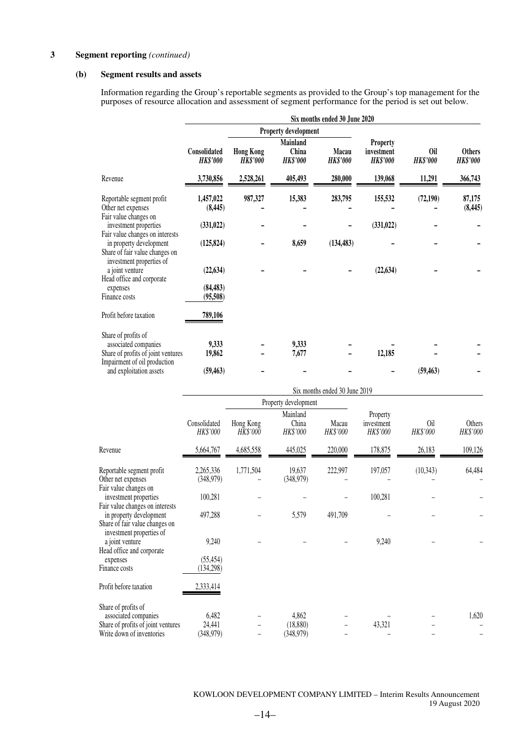## 3 Segment reporting *(continued)*

### (b) Segment results and assets

Information regarding the Group's reportable segments as provided to the Group's top management for the purposes of resource allocation and assessment of segment performance for the period is set out below.

| | Six months ended 30 June 2020 | | | | | | |
|---|---|---|---|---|---|---|---|
| | | Property development | | | | | |
| | **Consolidated** *HK$'000* | **Hong Kong** *HK$'000* | **Mainland China** *HK$'000* | **Macau** *HK$'000* | **Property investment** *HK$'000* | **Oil** *HK$'000* | **Others** *HK$'000* |
| Revenue | **3,730,856** | **2,528,261** | **405,493** | **280,000** | **139,068** | **11,291** | **366,743** |
| Reportable segment profit | **1,457,022** | **987,327** | **15,383** | **283,795** | **155,532** | **(72,190)** | **87,175** |
| Other net expenses | **(8,445)** | **–** | **–** | **–** | **–** | **–** | **(8,445)** |
| Fair value changes on investment properties | **(331,022)** | **–** | **–** | **–** | **(331,022)** | **–** | **–** |
| Fair value changes on interests in property development | **(125,824)** | **–** | **8,659** | **(134,483)** | **–** | **–** | **–** |
| Share of fair value changes on investment properties of a joint venture | **(22,634)** | **–** | **–** | **–** | **(22,634)** | **–** | **–** |
| Head office and corporate expenses | **(84,483)** | | | | | | |
| Finance costs | **(95,508)** | | | | | | |
| Profit before taxation | **789,106** | | | | | | |
| Share of profits of associated companies | **9,333** | **–** | **9,333** | **–** | **–** | **–** | **–** |
| Share of profits of joint ventures | **19,862** | **–** | **7,677** | **–** | **12,185** | **–** | **–** |
| Impairment of oil production and exploitation assets | **(59,463)** | **–** | **–** | **–** | **–** | **(59,463)** | **–** |

| | Six months ended 30 June 2019 | | | | | | |
|---|---|---|---|---|---|---|---|
| | | Property development | | | | | |
| | Consolidated *HK$'000* | Hong Kong *HK$'000* | Mainland China *HK$'000* | Macau *HK$'000* | Property investment *HK$'000* | Oil *HK$'000* | Others *HK$'000* |
| Revenue | 5,664,767 | 4,685,558 | 445,025 | 220,000 | 178,875 | 26,183 | 109,126 |
| Reportable segment profit | 2,265,336 | 1,771,504 | 19,637 | 222,997 | 197,057 | (10,343) | 64,484 |
| Other net expenses | (348,979) | – | (348,979) | – | – | – | – |
| Fair value changes on investment properties | 100,281 | – | – | – | 100,281 | – | – |
| Fair value changes on interests in property development | 497,288 | – | 5,579 | 491,709 | – | – | – |
| Share of fair value changes on investment properties of a joint venture | 9,240 | – | – | – | 9,240 | – | – |
| Head office and corporate expenses | (55,454) | | | | | | |
| Finance costs | (134,298) | | | | | | |
| Profit before taxation | 2,333,414 | | | | | | |
| Share of profits of associated companies | 6,482 | – | 4,862 | – | – | – | 1,620 |
| Share of profits of joint ventures | 24,441 | – | (18,880) | – | 43,321 | – | – |
| Write down of inventories | (348,979) | – | (348,979) | – | – | – | – |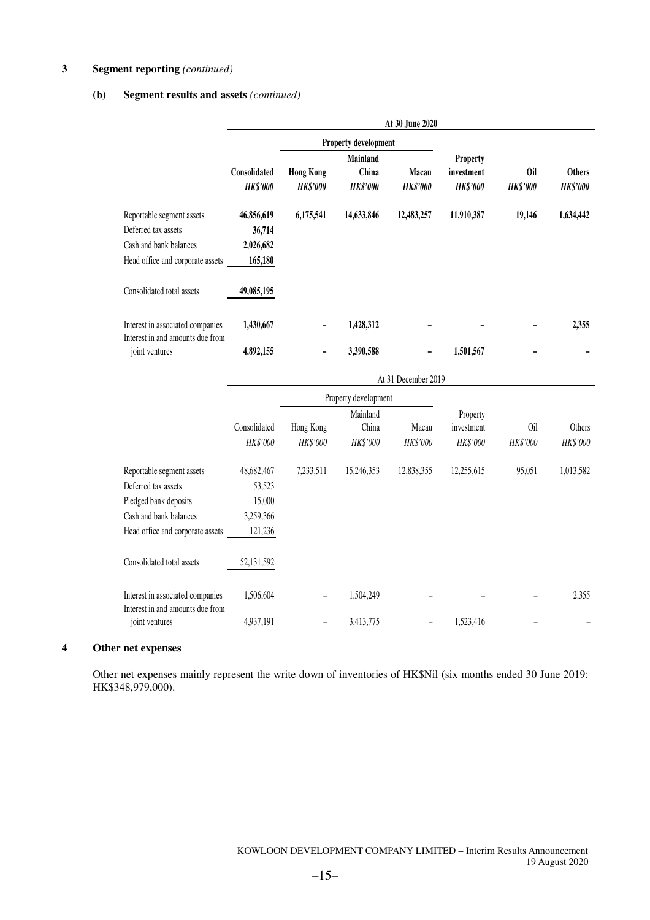## 3 Segment reporting *(continued)*

### (b) Segment results and assets *(continued)*

| | At 30 June 2020 | | | | | | |
|---|---|---|---|---|---|---|---|
| | | Property development | | | | | |
| | **Consolidated** | **Hong Kong** | **Mainland China** | **Macau** | **Property investment** | **Oil** | **Others** |
| | ***HK$'000*** | ***HK$'000*** | ***HK$'000*** | ***HK$'000*** | ***HK$'000*** | ***HK$'000*** | ***HK$'000*** |
| Reportable segment assets | **46,856,619** | **6,175,541** | **14,633,846** | **12,483,257** | **11,910,387** | **19,146** | **1,634,442** |
| Deferred tax assets | **36,714** | | | | | | |
| Cash and bank balances | **2,026,682** | | | | | | |
| Head office and corporate assets | **165,180** | | | | | | |
| Consolidated total assets | **49,085,195** | | | | | | |
| Interest in associated companies | **1,430,667** | **–** | **1,428,312** | **–** | **–** | **–** | **2,355** |
| Interest in and amounts due from joint ventures | **4,892,155** | **–** | **3,390,588** | **–** | **1,501,567** | **–** | **–** |

| | At 31 December 2019 | | | | | | |
|---|---|---|---|---|---|---|---|
| | | Property development | | | | | |
| | Consolidated | Hong Kong | Mainland China | Macau | Property investment | Oil | Others |
| | *HK$'000* | *HK$'000* | *HK$'000* | *HK$'000* | *HK$'000* | *HK$'000* | *HK$'000* |
| Reportable segment assets | 48,682,467 | 7,233,511 | 15,246,353 | 12,838,355 | 12,255,615 | 95,051 | 1,013,582 |
| Deferred tax assets | 53,523 | | | | | | |
| Pledged bank deposits | 15,000 | | | | | | |
| Cash and bank balances | 3,259,366 | | | | | | |
| Head office and corporate assets | 121,236 | | | | | | |
| Consolidated total assets | 52,131,592 | | | | | | |
| Interest in associated companies | 1,506,604 | – | 1,504,249 | – | – | – | 2,355 |
| Interest in and amounts due from joint ventures | 4,937,191 | – | 3,413,775 | – | 1,523,416 | – | – |

## 4 Other net expenses

Other net expenses mainly represent the write down of inventories of HK$Nil (six months ended 30 June 2019: HK$348,979,000).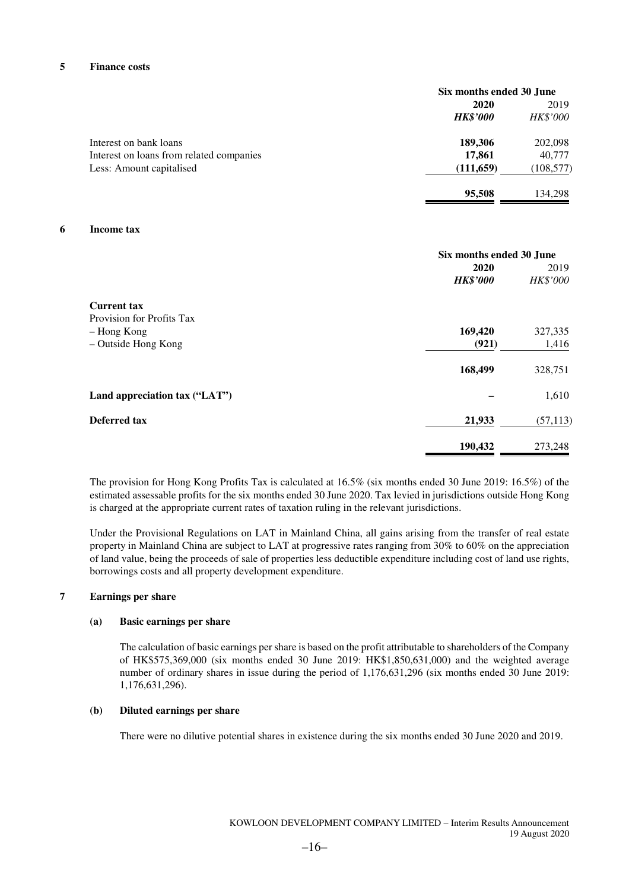## 5 Finance costs

| | Six months ended 30 June | |
|---|---|---|
| | **2020** | 2019 |
| | ***HK$'000*** | *HK$'000* |
| Interest on bank loans | **189,306** | 202,098 |
| Interest on loans from related companies | **17,861** | 40,777 |
| Less: Amount capitalised | **(111,659)** | (108,577) |
| | **95,508** | 134,298 |

## 6 Income tax

| | Six months ended 30 June | |
|---|---|---|
| | **2020** | 2019 |
| | ***HK$'000*** | *HK$'000* |
| **Current tax** | | |
| Provision for Profits Tax | | |
| – Hong Kong | **169,420** | 327,335 |
| – Outside Hong Kong | **(921)** | 1,416 |
| | **168,499** | 328,751 |
| **Land appreciation tax ("LAT")** | **–** | 1,610 |
| **Deferred tax** | **21,933** | (57,113) |
| | **190,432** | 273,248 |

The provision for Hong Kong Profits Tax is calculated at 16.5% (six months ended 30 June 2019: 16.5%) of the estimated assessable profits for the six months ended 30 June 2020. Tax levied in jurisdictions outside Hong Kong is charged at the appropriate current rates of taxation ruling in the relevant jurisdictions.

Under the Provisional Regulations on LAT in Mainland China, all gains arising from the transfer of real estate property in Mainland China are subject to LAT at progressive rates ranging from 30% to 60% on the appreciation of land value, being the proceeds of sale of properties less deductible expenditure including cost of land use rights, borrowings costs and all property development expenditure.

## 7 Earnings per share

### (a) Basic earnings per share

The calculation of basic earnings per share is based on the profit attributable to shareholders of the Company of HK$575,369,000 (six months ended 30 June 2019: HK$1,850,631,000) and the weighted average number of ordinary shares in issue during the period of 1,176,631,296 (six months ended 30 June 2019: 1,176,631,296).

### (b) Diluted earnings per share

There were no dilutive potential shares in existence during the six months ended 30 June 2020 and 2019.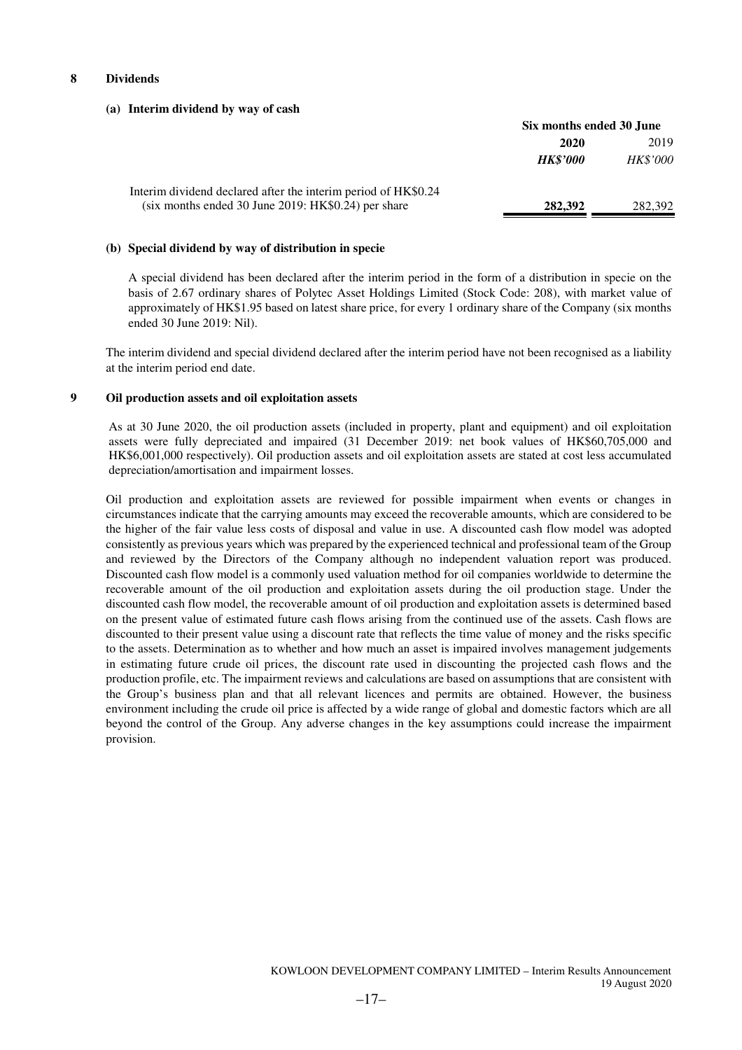## 8 Dividends

### (a) Interim dividend by way of cash

| | Six months ended 30 June | |
|---|---|---|
| | **2020** | 2019 |
| | ***HK$'000*** | *HK$'000* |
| Interim dividend declared after the interim period of HK$0.24 (six months ended 30 June 2019: HK$0.24) per share | **282,392** | 282,392 |

### (b) Special dividend by way of distribution in specie

A special dividend has been declared after the interim period in the form of a distribution in specie on the basis of 2.67 ordinary shares of Polytec Asset Holdings Limited (Stock Code: 208), with market value of approximately of HK$1.95 based on latest share price, for every 1 ordinary share of the Company (six months ended 30 June 2019: Nil).

The interim dividend and special dividend declared after the interim period have not been recognised as a liability at the interim period end date.

## 9 Oil production assets and oil exploitation assets

As at 30 June 2020, the oil production assets (included in property, plant and equipment) and oil exploitation assets were fully depreciated and impaired (31 December 2019: net book values of HK$60,705,000 and HK$6,001,000 respectively). Oil production assets and oil exploitation assets are stated at cost less accumulated depreciation/amortisation and impairment losses.

Oil production and exploitation assets are reviewed for possible impairment when events or changes in circumstances indicate that the carrying amounts may exceed the recoverable amounts, which are considered to be the higher of the fair value less costs of disposal and value in use. A discounted cash flow model was adopted consistently as previous years which was prepared by the experienced technical and professional team of the Group and reviewed by the Directors of the Company although no independent valuation report was produced. Discounted cash flow model is a commonly used valuation method for oil companies worldwide to determine the recoverable amount of the oil production and exploitation assets during the oil production stage. Under the discounted cash flow model, the recoverable amount of oil production and exploitation assets is determined based on the present value of estimated future cash flows arising from the continued use of the assets. Cash flows are discounted to their present value using a discount rate that reflects the time value of money and the risks specific to the assets. Determination as to whether and how much an asset is impaired involves management judgements in estimating future crude oil prices, the discount rate used in discounting the projected cash flows and the production profile, etc. The impairment reviews and calculations are based on assumptions that are consistent with the Group's business plan and that all relevant licences and permits are obtained. However, the business environment including the crude oil price is affected by a wide range of global and domestic factors which are all beyond the control of the Group. Any adverse changes in the key assumptions could increase the impairment provision.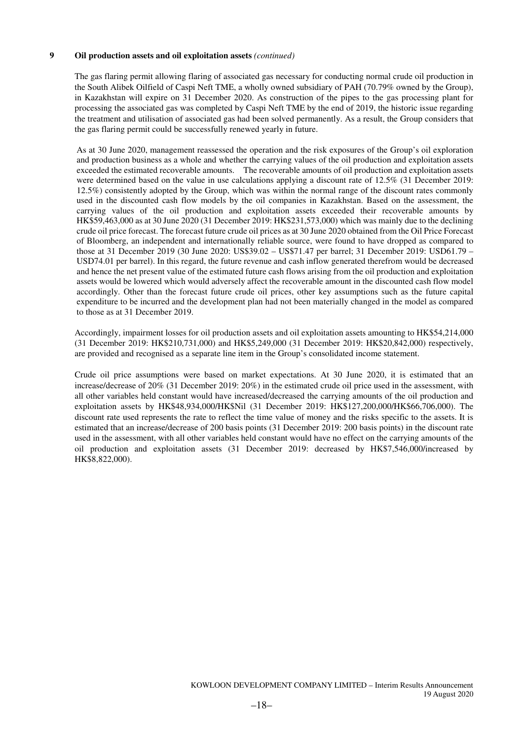**9 Oil production assets and oil exploitation assets** *(continued)*

The gas flaring permit allowing flaring of associated gas necessary for conducting normal crude oil production in the South Alibek Oilfield of Caspi Neft TME, a wholly owned subsidiary of PAH (70.79% owned by the Group), in Kazakhstan will expire on 31 December 2020. As construction of the pipes to the gas processing plant for processing the associated gas was completed by Caspi Neft TME by the end of 2019, the historic issue regarding the treatment and utilisation of associated gas had been solved permanently. As a result, the Group considers that the gas flaring permit could be successfully renewed yearly in future.

As at 30 June 2020, management reassessed the operation and the risk exposures of the Group's oil exploration and production business as a whole and whether the carrying values of the oil production and exploitation assets exceeded the estimated recoverable amounts. The recoverable amounts of oil production and exploitation assets were determined based on the value in use calculations applying a discount rate of 12.5% (31 December 2019: 12.5%) consistently adopted by the Group, which was within the normal range of the discount rates commonly used in the discounted cash flow models by the oil companies in Kazakhstan. Based on the assessment, the carrying values of the oil production and exploitation assets exceeded their recoverable amounts by HK$59,463,000 as at 30 June 2020 (31 December 2019: HK$231,573,000) which was mainly due to the declining crude oil price forecast. The forecast future crude oil prices as at 30 June 2020 obtained from the Oil Price Forecast of Bloomberg, an independent and internationally reliable source, were found to have dropped as compared to those at 31 December 2019 (30 June 2020: US$39.02 – US$71.47 per barrel; 31 December 2019: USD61.79 – USD74.01 per barrel). In this regard, the future revenue and cash inflow generated therefrom would be decreased and hence the net present value of the estimated future cash flows arising from the oil production and exploitation assets would be lowered which would adversely affect the recoverable amount in the discounted cash flow model accordingly. Other than the forecast future crude oil prices, other key assumptions such as the future capital expenditure to be incurred and the development plan had not been materially changed in the model as compared to those as at 31 December 2019.

Accordingly, impairment losses for oil production assets and oil exploitation assets amounting to HK$54,214,000 (31 December 2019: HK$210,731,000) and HK$5,249,000 (31 December 2019: HK$20,842,000) respectively, are provided and recognised as a separate line item in the Group's consolidated income statement.

Crude oil price assumptions were based on market expectations. At 30 June 2020, it is estimated that an increase/decrease of 20% (31 December 2019: 20%) in the estimated crude oil price used in the assessment, with all other variables held constant would have increased/decreased the carrying amounts of the oil production and exploitation assets by HK$48,934,000/HK$Nil (31 December 2019: HK$127,200,000/HK$66,706,000). The discount rate used represents the rate to reflect the time value of money and the risks specific to the assets. It is estimated that an increase/decrease of 200 basis points (31 December 2019: 200 basis points) in the discount rate used in the assessment, with all other variables held constant would have no effect on the carrying amounts of the oil production and exploitation assets (31 December 2019: decreased by HK$7,546,000/increased by HK$8,822,000).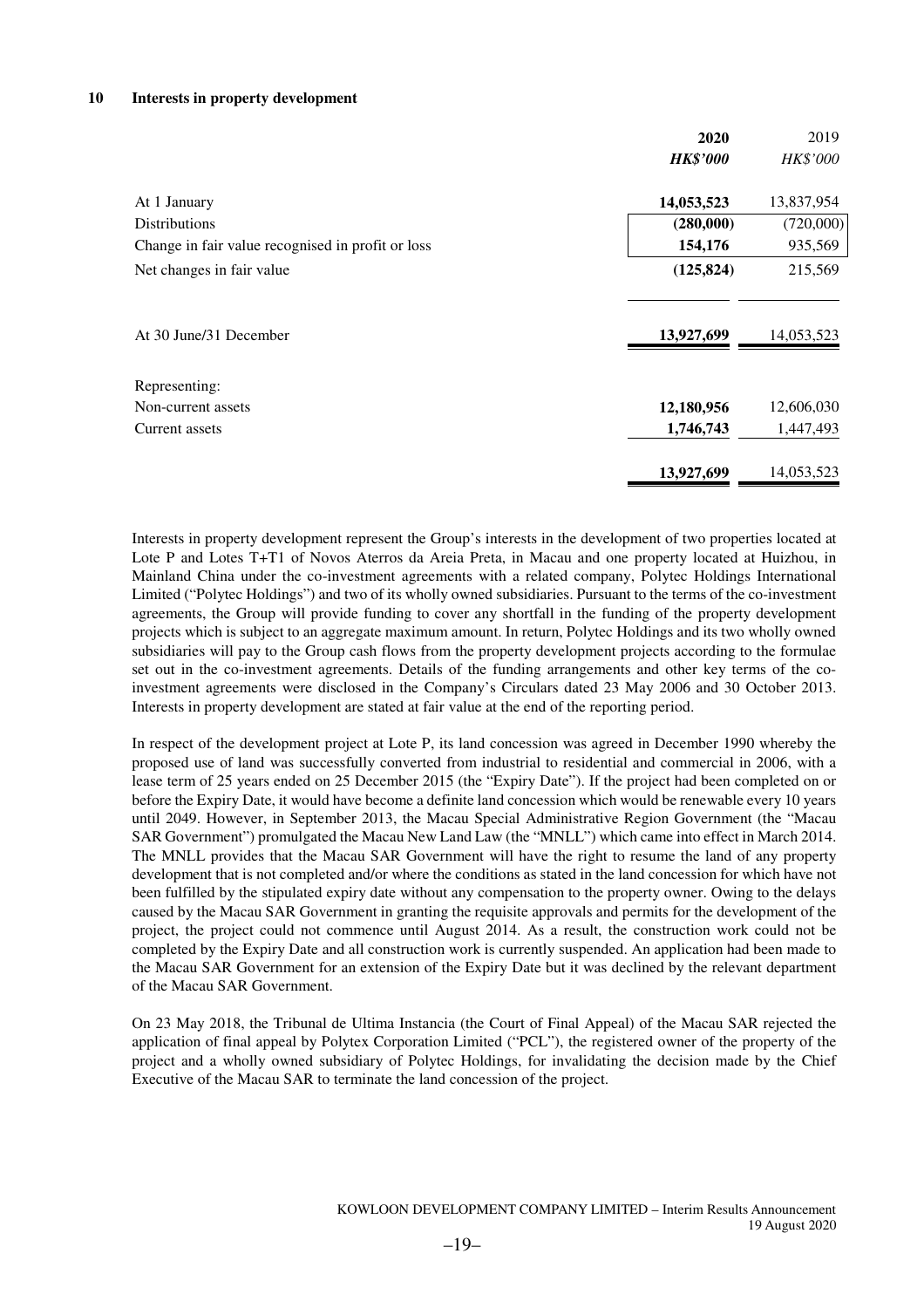## 10 Interests in property development

| | 2020 | 2019 |
|---|---|---|
| | ***HK$'000*** | *HK$'000* |
| At 1 January | **14,053,523** | 13,837,954 |
| Distributions | **(280,000)** | (720,000) |
| Change in fair value recognised in profit or loss | **154,176** | 935,569 |
| Net changes in fair value | **(125,824)** | 215,569 |
| At 30 June/31 December | **13,927,699** | 14,053,523 |
| Representing: | | |
| Non-current assets | **12,180,956** | 12,606,030 |
| Current assets | **1,746,743** | 1,447,493 |
| | **13,927,699** | 14,053,523 |

Interests in property development represent the Group's interests in the development of two properties located at Lote P and Lotes T+T1 of Novos Aterros da Areia Preta, in Macau and one property located at Huizhou, in Mainland China under the co-investment agreements with a related company, Polytec Holdings International Limited ("Polytec Holdings") and two of its wholly owned subsidiaries. Pursuant to the terms of the co-investment agreements, the Group will provide funding to cover any shortfall in the funding of the property development projects which is subject to an aggregate maximum amount. In return, Polytec Holdings and its two wholly owned subsidiaries will pay to the Group cash flows from the property development projects according to the formulae set out in the co-investment agreements. Details of the funding arrangements and other key terms of the co-investment agreements were disclosed in the Company's Circulars dated 23 May 2006 and 30 October 2013. Interests in property development are stated at fair value at the end of the reporting period.

In respect of the development project at Lote P, its land concession was agreed in December 1990 whereby the proposed use of land was successfully converted from industrial to residential and commercial in 2006, with a lease term of 25 years ended on 25 December 2015 (the "Expiry Date"). If the project had been completed on or before the Expiry Date, it would have become a definite land concession which would be renewable every 10 years until 2049. However, in September 2013, the Macau Special Administrative Region Government (the "Macau SAR Government") promulgated the Macau New Land Law (the "MNLL") which came into effect in March 2014. The MNLL provides that the Macau SAR Government will have the right to resume the land of any property development that is not completed and/or where the conditions as stated in the land concession for which have not been fulfilled by the stipulated expiry date without any compensation to the property owner. Owing to the delays caused by the Macau SAR Government in granting the requisite approvals and permits for the development of the project, the project could not commence until August 2014. As a result, the construction work could not be completed by the Expiry Date and all construction work is currently suspended. An application had been made to the Macau SAR Government for an extension of the Expiry Date but it was declined by the relevant department of the Macau SAR Government.

On 23 May 2018, the Tribunal de Ultima Instancia (the Court of Final Appeal) of the Macau SAR rejected the application of final appeal by Polytex Corporation Limited ("PCL"), the registered owner of the property of the project and a wholly owned subsidiary of Polytec Holdings, for invalidating the decision made by the Chief Executive of the Macau SAR to terminate the land concession of the project.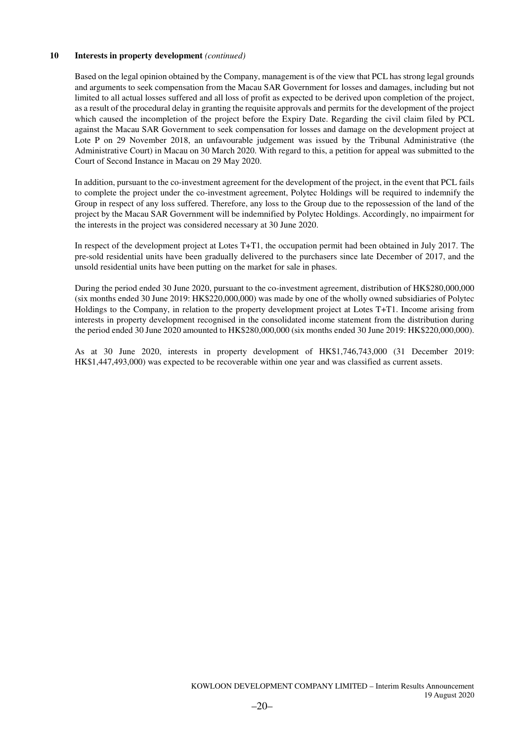## 10 Interests in property development *(continued)*

Based on the legal opinion obtained by the Company, management is of the view that PCL has strong legal grounds and arguments to seek compensation from the Macau SAR Government for losses and damages, including but not limited to all actual losses suffered and all loss of profit as expected to be derived upon completion of the project, as a result of the procedural delay in granting the requisite approvals and permits for the development of the project which caused the incompletion of the project before the Expiry Date. Regarding the civil claim filed by PCL against the Macau SAR Government to seek compensation for losses and damage on the development project at Lote P on 29 November 2018, an unfavourable judgement was issued by the Tribunal Administrative (the Administrative Court) in Macau on 30 March 2020. With regard to this, a petition for appeal was submitted to the Court of Second Instance in Macau on 29 May 2020.

In addition, pursuant to the co-investment agreement for the development of the project, in the event that PCL fails to complete the project under the co-investment agreement, Polytec Holdings will be required to indemnify the Group in respect of any loss suffered. Therefore, any loss to the Group due to the repossession of the land of the project by the Macau SAR Government will be indemnified by Polytec Holdings. Accordingly, no impairment for the interests in the project was considered necessary at 30 June 2020.

In respect of the development project at Lotes T+T1, the occupation permit had been obtained in July 2017. The pre-sold residential units have been gradually delivered to the purchasers since late December of 2017, and the unsold residential units have been putting on the market for sale in phases.

During the period ended 30 June 2020, pursuant to the co-investment agreement, distribution of HK$280,000,000 (six months ended 30 June 2019: HK$220,000,000) was made by one of the wholly owned subsidiaries of Polytec Holdings to the Company, in relation to the property development project at Lotes T+T1. Income arising from interests in property development recognised in the consolidated income statement from the distribution during the period ended 30 June 2020 amounted to HK$280,000,000 (six months ended 30 June 2019: HK$220,000,000).

As at 30 June 2020, interests in property development of HK$1,746,743,000 (31 December 2019: HK$1,447,493,000) was expected to be recoverable within one year and was classified as current assets.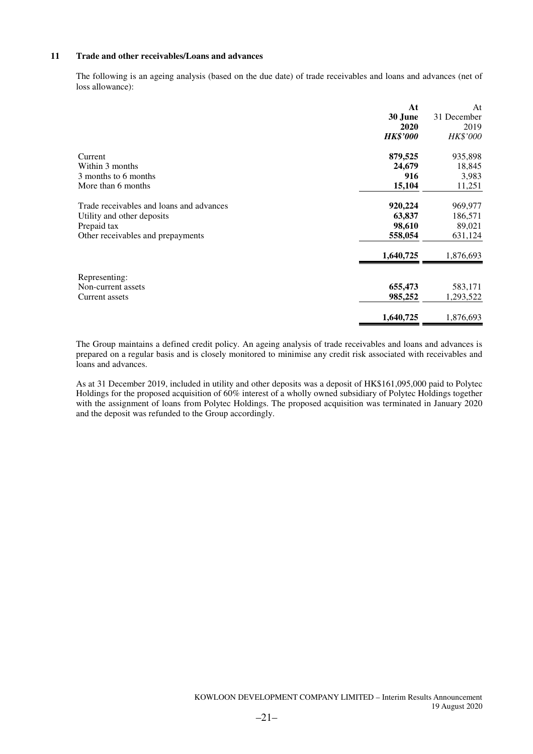## 11 Trade and other receivables/Loans and advances

The following is an ageing analysis (based on the due date) of trade receivables and loans and advances (net of loss allowance):

| | **At 30 June 2020** ***HK$'000*** | At 31 December 2019 *HK$'000* |
|---|---|---|
| Current | **879,525** | 935,898 |
| Within 3 months | **24,679** | 18,845 |
| 3 months to 6 months | **916** | 3,983 |
| More than 6 months | **15,104** | 11,251 |
| Trade receivables and loans and advances | **920,224** | 969,977 |
| Utility and other deposits | **63,837** | 186,571 |
| Prepaid tax | **98,610** | 89,021 |
| Other receivables and prepayments | **558,054** | 631,124 |
| | **1,640,725** | 1,876,693 |
| Representing: | | |
| Non-current assets | **655,473** | 583,171 |
| Current assets | **985,252** | 1,293,522 |
| | **1,640,725** | 1,876,693 |

The Group maintains a defined credit policy. An ageing analysis of trade receivables and loans and advances is prepared on a regular basis and is closely monitored to minimise any credit risk associated with receivables and loans and advances.

As at 31 December 2019, included in utility and other deposits was a deposit of HK$161,095,000 paid to Polytec Holdings for the proposed acquisition of 60% interest of a wholly owned subsidiary of Polytec Holdings together with the assignment of loans from Polytec Holdings. The proposed acquisition was terminated in January 2020 and the deposit was refunded to the Group accordingly.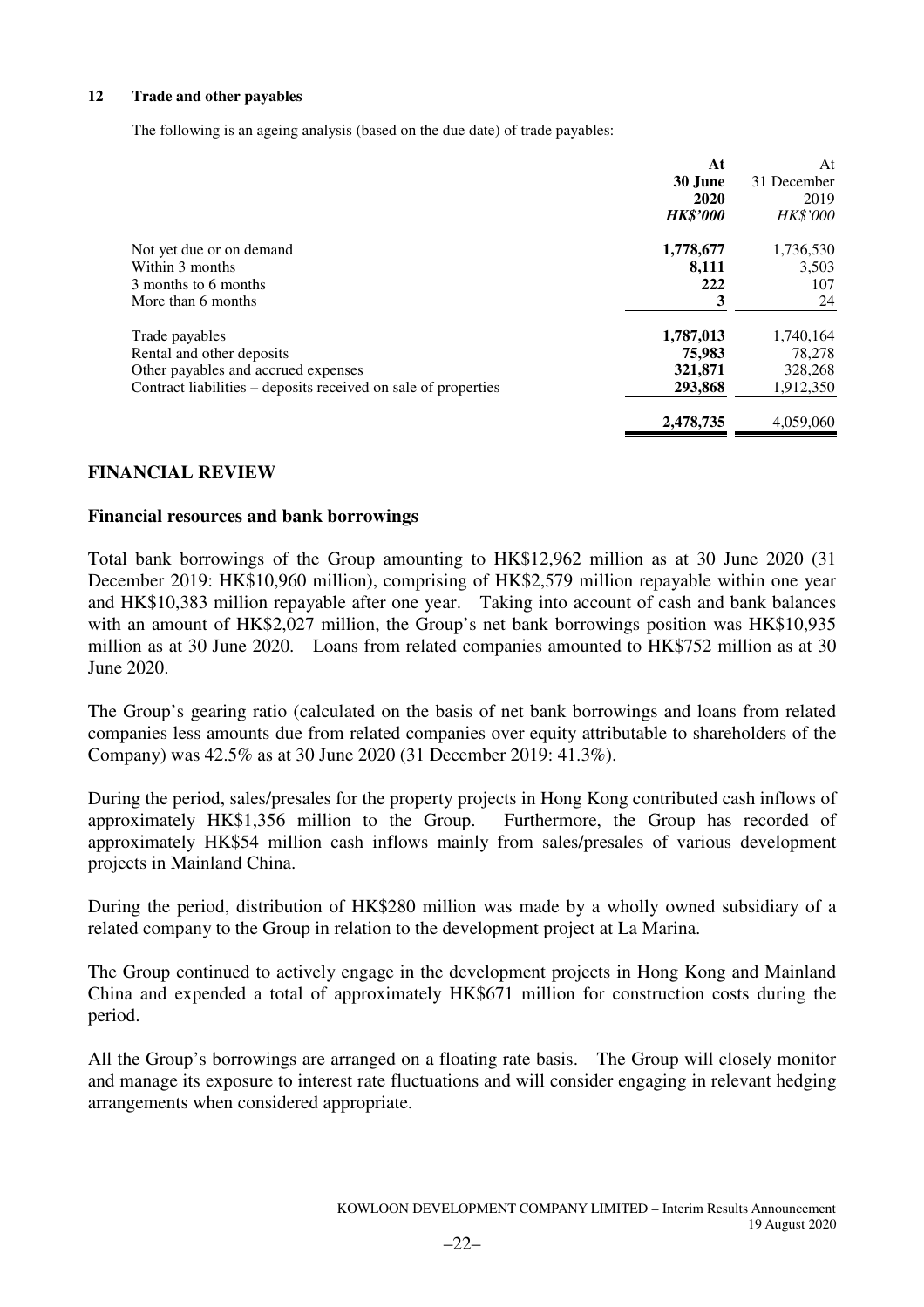### 12 Trade and other payables

The following is an ageing analysis (based on the due date) of trade payables:

| | **At 30 June 2020** | At 31 December 2019 |
|---|---|---|
| | ***HK$'000*** | *HK$'000* |
| Not yet due or on demand | **1,778,677** | 1,736,530 |
| Within 3 months | **8,111** | 3,503 |
| 3 months to 6 months | **222** | 107 |
| More than 6 months | **3** | 24 |
| Trade payables | **1,787,013** | 1,740,164 |
| Rental and other deposits | **75,983** | 78,278 |
| Other payables and accrued expenses | **321,871** | 328,268 |
| Contract liabilities – deposits received on sale of properties | **293,868** | 1,912,350 |
| | **2,478,735** | 4,059,060 |

## FINANCIAL REVIEW

### Financial resources and bank borrowings

Total bank borrowings of the Group amounting to HK$12,962 million as at 30 June 2020 (31 December 2019: HK$10,960 million), comprising of HK$2,579 million repayable within one year and HK$10,383 million repayable after one year. Taking into account of cash and bank balances with an amount of HK$2,027 million, the Group's net bank borrowings position was HK$10,935 million as at 30 June 2020. Loans from related companies amounted to HK$752 million as at 30 June 2020.

The Group's gearing ratio (calculated on the basis of net bank borrowings and loans from related companies less amounts due from related companies over equity attributable to shareholders of the Company) was 42.5% as at 30 June 2020 (31 December 2019: 41.3%).

During the period, sales/presales for the property projects in Hong Kong contributed cash inflows of approximately HK$1,356 million to the Group. Furthermore, the Group has recorded of approximately HK$54 million cash inflows mainly from sales/presales of various development projects in Mainland China.

During the period, distribution of HK$280 million was made by a wholly owned subsidiary of a related company to the Group in relation to the development project at La Marina.

The Group continued to actively engage in the development projects in Hong Kong and Mainland China and expended a total of approximately HK$671 million for construction costs during the period.

All the Group's borrowings are arranged on a floating rate basis. The Group will closely monitor and manage its exposure to interest rate fluctuations and will consider engaging in relevant hedging arrangements when considered appropriate.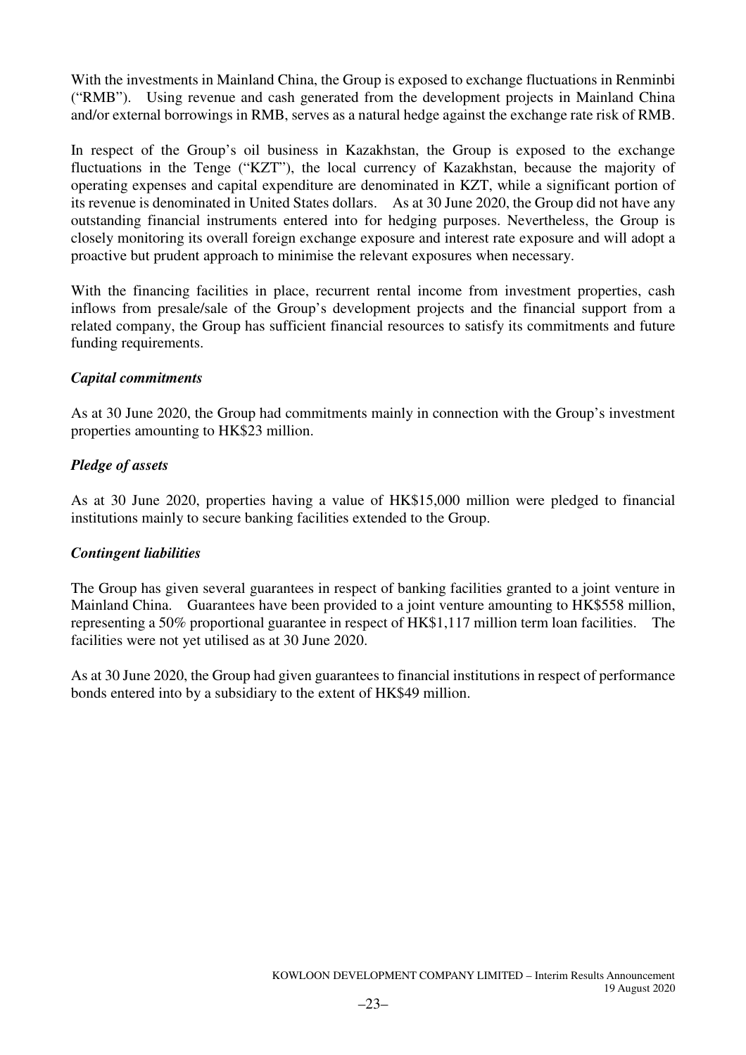With the investments in Mainland China, the Group is exposed to exchange fluctuations in Renminbi ("RMB"). Using revenue and cash generated from the development projects in Mainland China and/or external borrowings in RMB, serves as a natural hedge against the exchange rate risk of RMB.

In respect of the Group's oil business in Kazakhstan, the Group is exposed to the exchange fluctuations in the Tenge ("KZT"), the local currency of Kazakhstan, because the majority of operating expenses and capital expenditure are denominated in KZT, while a significant portion of its revenue is denominated in United States dollars. As at 30 June 2020, the Group did not have any outstanding financial instruments entered into for hedging purposes. Nevertheless, the Group is closely monitoring its overall foreign exchange exposure and interest rate exposure and will adopt a proactive but prudent approach to minimise the relevant exposures when necessary.

With the financing facilities in place, recurrent rental income from investment properties, cash inflows from presale/sale of the Group's development projects and the financial support from a related company, the Group has sufficient financial resources to satisfy its commitments and future funding requirements.

***Capital commitments***

As at 30 June 2020, the Group had commitments mainly in connection with the Group's investment properties amounting to HK$23 million.

***Pledge of assets***

As at 30 June 2020, properties having a value of HK$15,000 million were pledged to financial institutions mainly to secure banking facilities extended to the Group.

***Contingent liabilities***

The Group has given several guarantees in respect of banking facilities granted to a joint venture in Mainland China. Guarantees have been provided to a joint venture amounting to HK$558 million, representing a 50% proportional guarantee in respect of HK$1,117 million term loan facilities. The facilities were not yet utilised as at 30 June 2020.

As at 30 June 2020, the Group had given guarantees to financial institutions in respect of performance bonds entered into by a subsidiary to the extent of HK$49 million.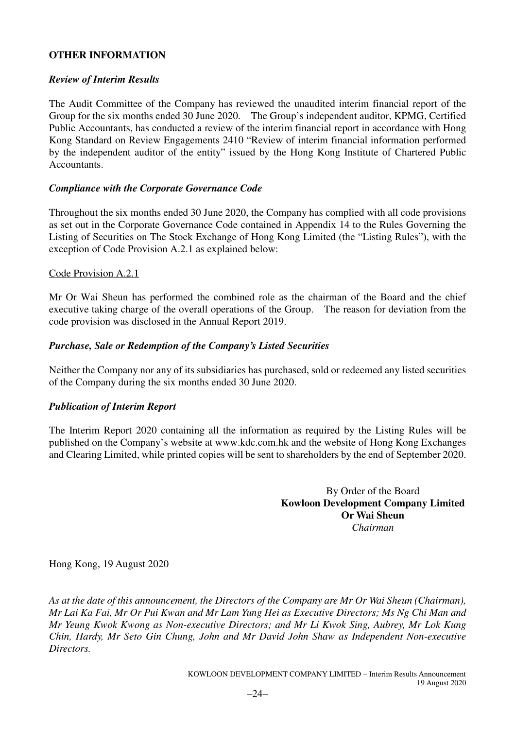## OTHER INFORMATION

### *Review of Interim Results*

The Audit Committee of the Company has reviewed the unaudited interim financial report of the Group for the six months ended 30 June 2020. The Group's independent auditor, KPMG, Certified Public Accountants, has conducted a review of the interim financial report in accordance with Hong Kong Standard on Review Engagements 2410 "Review of interim financial information performed by the independent auditor of the entity" issued by the Hong Kong Institute of Chartered Public Accountants.

### *Compliance with the Corporate Governance Code*

Throughout the six months ended 30 June 2020, the Company has complied with all code provisions as set out in the Corporate Governance Code contained in Appendix 14 to the Rules Governing the Listing of Securities on The Stock Exchange of Hong Kong Limited (the "Listing Rules"), with the exception of Code Provision A.2.1 as explained below:

Code Provision A.2.1

Mr Or Wai Sheun has performed the combined role as the chairman of the Board and the chief executive taking charge of the overall operations of the Group. The reason for deviation from the code provision was disclosed in the Annual Report 2019.

### *Purchase, Sale or Redemption of the Company's Listed Securities*

Neither the Company nor any of its subsidiaries has purchased, sold or redeemed any listed securities of the Company during the six months ended 30 June 2020.

### *Publication of Interim Report*

The Interim Report 2020 containing all the information as required by the Listing Rules will be published on the Company's website at www.kdc.com.hk and the website of Hong Kong Exchanges and Clearing Limited, while printed copies will be sent to shareholders by the end of September 2020.

By Order of the Board
**Kowloon Development Company Limited**
**Or Wai Sheun**
*Chairman*

Hong Kong, 19 August 2020

*As at the date of this announcement, the Directors of the Company are Mr Or Wai Sheun (Chairman), Mr Lai Ka Fai, Mr Or Pui Kwan and Mr Lam Yung Hei as Executive Directors; Ms Ng Chi Man and Mr Yeung Kwok Kwong as Non-executive Directors; and Mr Li Kwok Sing, Aubrey, Mr Lok Kung Chin, Hardy, Mr Seto Gin Chung, John and Mr David John Shaw as Independent Non-executive Directors.*